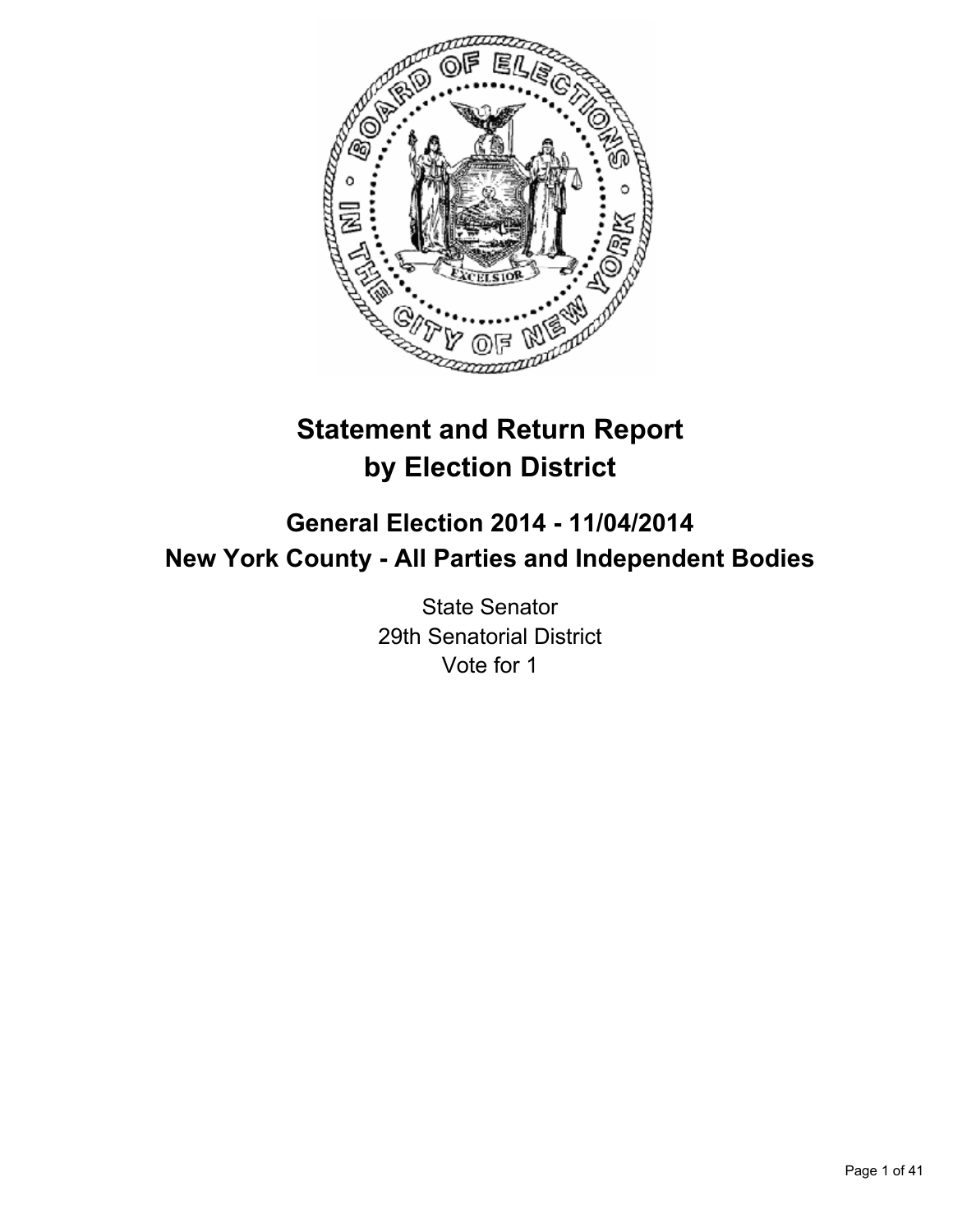# Statement and Return Report by Election District

## General Election 2014 - 11/04/2014
## New York County - All Parties and Independent Bodies

State Senator
29th Senatorial District
Vote for 1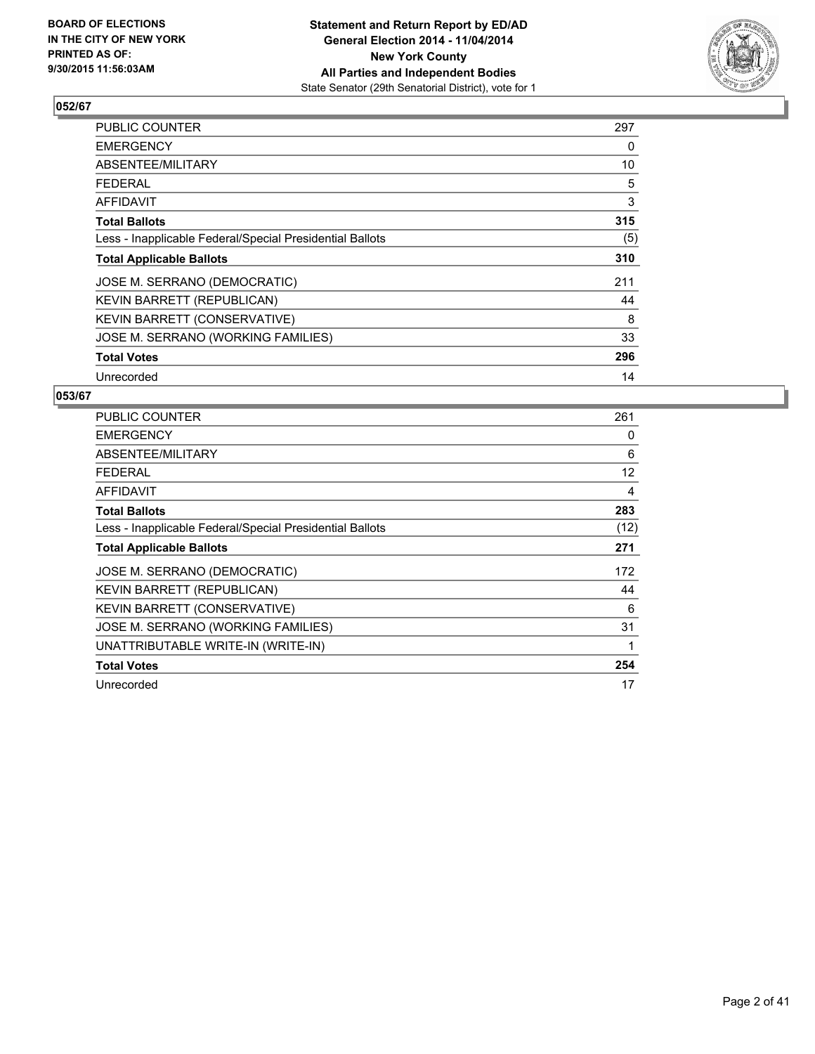**BOARD OF ELECTIONS IN THE CITY OF NEW YORK PRINTED AS OF: 9/30/2015 11:56:03AM**

**Statement and Return Report by ED/AD**
**General Election 2014 - 11/04/2014**
**New York County**
**All Parties and Independent Bodies**
State Senator (29th Senatorial District), vote for 1

## 052/67

| | |
|---|---|
| PUBLIC COUNTER | 297 |
| EMERGENCY | 0 |
| ABSENTEE/MILITARY | 10 |
| FEDERAL | 5 |
| AFFIDAVIT | 3 |
| **Total Ballots** | **315** |
| Less - Inapplicable Federal/Special Presidential Ballots | (5) |
| **Total Applicable Ballots** | **310** |
| JOSE M. SERRANO (DEMOCRATIC) | 211 |
| KEVIN BARRETT (REPUBLICAN) | 44 |
| KEVIN BARRETT (CONSERVATIVE) | 8 |
| JOSE M. SERRANO (WORKING FAMILIES) | 33 |
| **Total Votes** | **296** |
| Unrecorded | 14 |

## 053/67

| | |
|---|---|
| PUBLIC COUNTER | 261 |
| EMERGENCY | 0 |
| ABSENTEE/MILITARY | 6 |
| FEDERAL | 12 |
| AFFIDAVIT | 4 |
| **Total Ballots** | **283** |
| Less - Inapplicable Federal/Special Presidential Ballots | (12) |
| **Total Applicable Ballots** | **271** |
| JOSE M. SERRANO (DEMOCRATIC) | 172 |
| KEVIN BARRETT (REPUBLICAN) | 44 |
| KEVIN BARRETT (CONSERVATIVE) | 6 |
| JOSE M. SERRANO (WORKING FAMILIES) | 31 |
| UNATTRIBUTABLE WRITE-IN (WRITE-IN) | 1 |
| **Total Votes** | **254** |
| Unrecorded | 17 |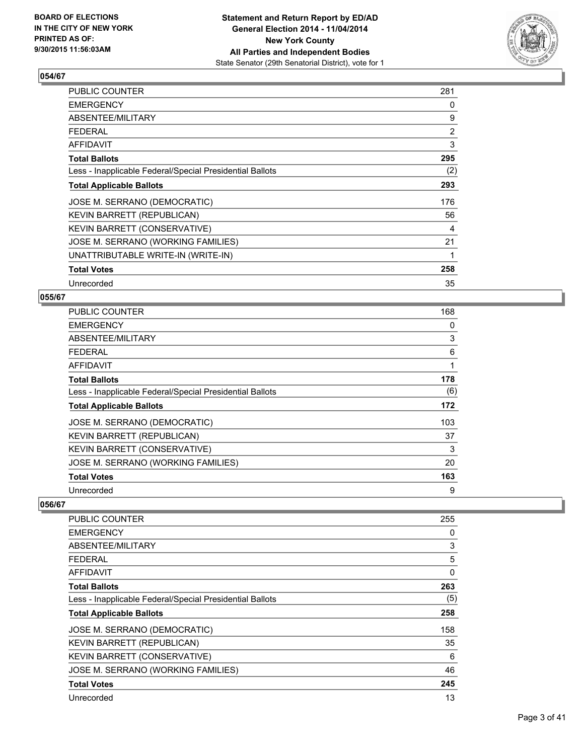## 054/67

| | |
|---|---|
| PUBLIC COUNTER | 281 |
| EMERGENCY | 0 |
| ABSENTEE/MILITARY | 9 |
| FEDERAL | 2 |
| AFFIDAVIT | 3 |
| **Total Ballots** | **295** |
| Less - Inapplicable Federal/Special Presidential Ballots | (2) |
| **Total Applicable Ballots** | **293** |
| JOSE M. SERRANO (DEMOCRATIC) | 176 |
| KEVIN BARRETT (REPUBLICAN) | 56 |
| KEVIN BARRETT (CONSERVATIVE) | 4 |
| JOSE M. SERRANO (WORKING FAMILIES) | 21 |
| UNATTRIBUTABLE WRITE-IN (WRITE-IN) | 1 |
| **Total Votes** | **258** |
| Unrecorded | 35 |

## 055/67

| | |
|---|---|
| PUBLIC COUNTER | 168 |
| EMERGENCY | 0 |
| ABSENTEE/MILITARY | 3 |
| FEDERAL | 6 |
| AFFIDAVIT | 1 |
| **Total Ballots** | **178** |
| Less - Inapplicable Federal/Special Presidential Ballots | (6) |
| **Total Applicable Ballots** | **172** |
| JOSE M. SERRANO (DEMOCRATIC) | 103 |
| KEVIN BARRETT (REPUBLICAN) | 37 |
| KEVIN BARRETT (CONSERVATIVE) | 3 |
| JOSE M. SERRANO (WORKING FAMILIES) | 20 |
| **Total Votes** | **163** |
| Unrecorded | 9 |

## 056/67

| | |
|---|---|
| PUBLIC COUNTER | 255 |
| EMERGENCY | 0 |
| ABSENTEE/MILITARY | 3 |
| FEDERAL | 5 |
| AFFIDAVIT | 0 |
| **Total Ballots** | **263** |
| Less - Inapplicable Federal/Special Presidential Ballots | (5) |
| **Total Applicable Ballots** | **258** |
| JOSE M. SERRANO (DEMOCRATIC) | 158 |
| KEVIN BARRETT (REPUBLICAN) | 35 |
| KEVIN BARRETT (CONSERVATIVE) | 6 |
| JOSE M. SERRANO (WORKING FAMILIES) | 46 |
| **Total Votes** | **245** |
| Unrecorded | 13 |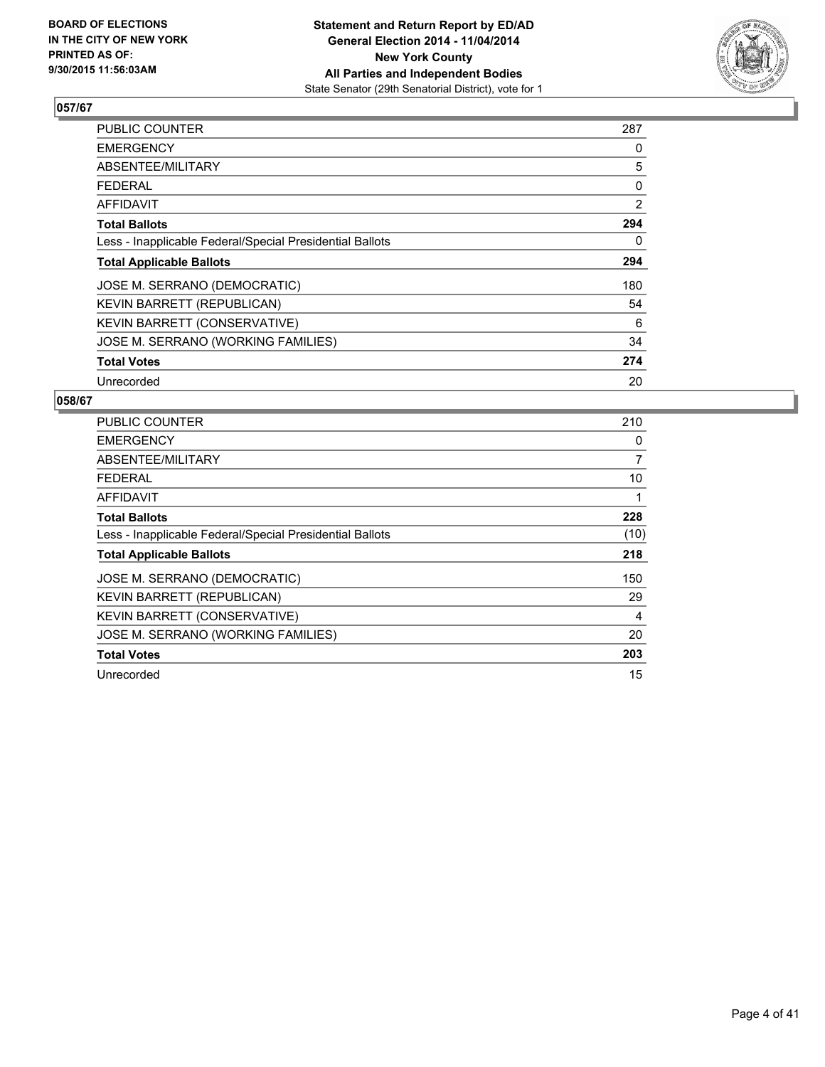**BOARD OF ELECTIONS IN THE CITY OF NEW YORK PRINTED AS OF: 9/30/2015 11:56:03AM**

**Statement and Return Report by ED/AD**
**General Election 2014 - 11/04/2014**
**New York County**
**All Parties and Independent Bodies**
State Senator (29th Senatorial District), vote for 1

## 057/67

| | |
|---|---|
| PUBLIC COUNTER | 287 |
| EMERGENCY | 0 |
| ABSENTEE/MILITARY | 5 |
| FEDERAL | 0 |
| AFFIDAVIT | 2 |
| **Total Ballots** | **294** |
| Less - Inapplicable Federal/Special Presidential Ballots | 0 |
| **Total Applicable Ballots** | **294** |
| JOSE M. SERRANO (DEMOCRATIC) | 180 |
| KEVIN BARRETT (REPUBLICAN) | 54 |
| KEVIN BARRETT (CONSERVATIVE) | 6 |
| JOSE M. SERRANO (WORKING FAMILIES) | 34 |
| **Total Votes** | **274** |
| Unrecorded | 20 |

## 058/67

| | |
|---|---|
| PUBLIC COUNTER | 210 |
| EMERGENCY | 0 |
| ABSENTEE/MILITARY | 7 |
| FEDERAL | 10 |
| AFFIDAVIT | 1 |
| **Total Ballots** | **228** |
| Less - Inapplicable Federal/Special Presidential Ballots | (10) |
| **Total Applicable Ballots** | **218** |
| JOSE M. SERRANO (DEMOCRATIC) | 150 |
| KEVIN BARRETT (REPUBLICAN) | 29 |
| KEVIN BARRETT (CONSERVATIVE) | 4 |
| JOSE M. SERRANO (WORKING FAMILIES) | 20 |
| **Total Votes** | **203** |
| Unrecorded | 15 |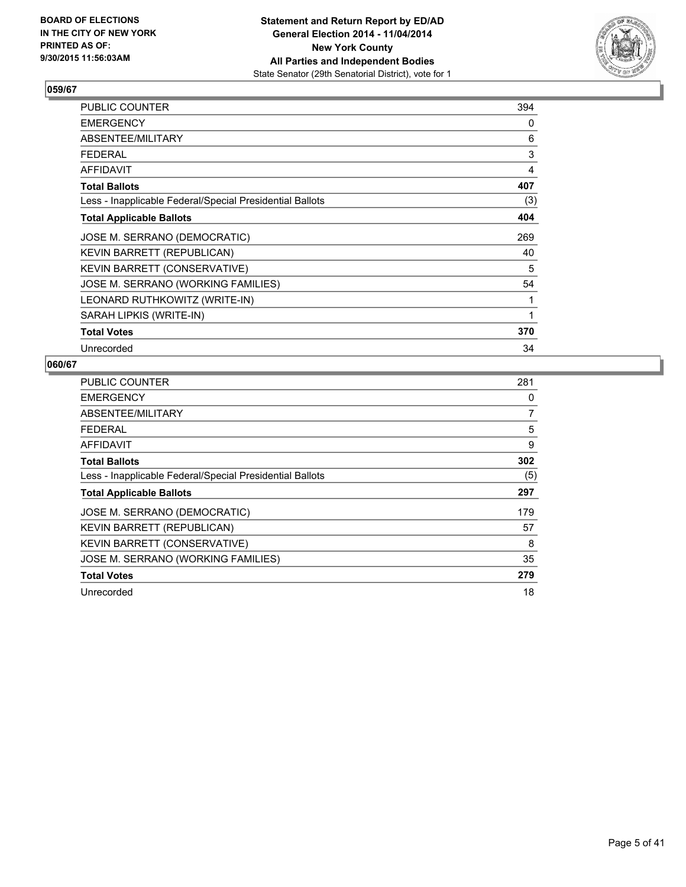**BOARD OF ELECTIONS IN THE CITY OF NEW YORK PRINTED AS OF: 9/30/2015 11:56:03AM**

**Statement and Return Report by ED/AD General Election 2014 - 11/04/2014 New York County All Parties and Independent Bodies**
State Senator (29th Senatorial District), vote for 1

### 059/67

| | |
|---|---|
| PUBLIC COUNTER | 394 |
| EMERGENCY | 0 |
| ABSENTEE/MILITARY | 6 |
| FEDERAL | 3 |
| AFFIDAVIT | 4 |
| **Total Ballots** | **407** |
| Less - Inapplicable Federal/Special Presidential Ballots | (3) |
| **Total Applicable Ballots** | **404** |
| JOSE M. SERRANO (DEMOCRATIC) | 269 |
| KEVIN BARRETT (REPUBLICAN) | 40 |
| KEVIN BARRETT (CONSERVATIVE) | 5 |
| JOSE M. SERRANO (WORKING FAMILIES) | 54 |
| LEONARD RUTHKOWITZ (WRITE-IN) | 1 |
| SARAH LIPKIS (WRITE-IN) | 1 |
| **Total Votes** | **370** |
| Unrecorded | 34 |

### 060/67

| | |
|---|---|
| PUBLIC COUNTER | 281 |
| EMERGENCY | 0 |
| ABSENTEE/MILITARY | 7 |
| FEDERAL | 5 |
| AFFIDAVIT | 9 |
| **Total Ballots** | **302** |
| Less - Inapplicable Federal/Special Presidential Ballots | (5) |
| **Total Applicable Ballots** | **297** |
| JOSE M. SERRANO (DEMOCRATIC) | 179 |
| KEVIN BARRETT (REPUBLICAN) | 57 |
| KEVIN BARRETT (CONSERVATIVE) | 8 |
| JOSE M. SERRANO (WORKING FAMILIES) | 35 |
| **Total Votes** | **279** |
| Unrecorded | 18 |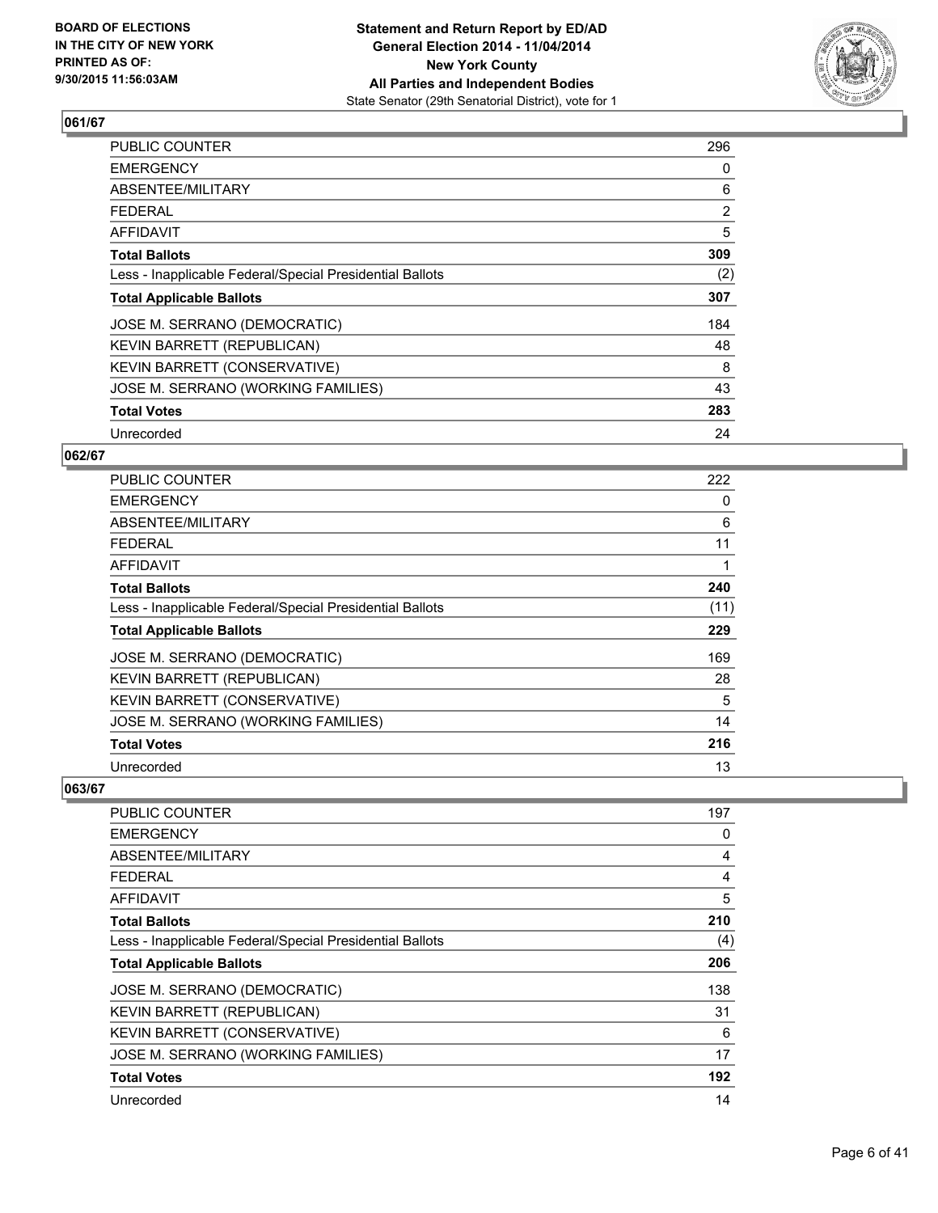**BOARD OF ELECTIONS IN THE CITY OF NEW YORK PRINTED AS OF: 9/30/2015 11:56:03AM**

**Statement and Return Report by ED/AD**
**General Election 2014 - 11/04/2014**
**New York County**
**All Parties and Independent Bodies**
State Senator (29th Senatorial District), vote for 1

### 061/67

| | |
|---|---|
| PUBLIC COUNTER | 296 |
| EMERGENCY | 0 |
| ABSENTEE/MILITARY | 6 |
| FEDERAL | 2 |
| AFFIDAVIT | 5 |
| **Total Ballots** | **309** |
| Less - Inapplicable Federal/Special Presidential Ballots | (2) |
| **Total Applicable Ballots** | **307** |
| JOSE M. SERRANO (DEMOCRATIC) | 184 |
| KEVIN BARRETT (REPUBLICAN) | 48 |
| KEVIN BARRETT (CONSERVATIVE) | 8 |
| JOSE M. SERRANO (WORKING FAMILIES) | 43 |
| **Total Votes** | **283** |
| Unrecorded | 24 |

### 062/67

| | |
|---|---|
| PUBLIC COUNTER | 222 |
| EMERGENCY | 0 |
| ABSENTEE/MILITARY | 6 |
| FEDERAL | 11 |
| AFFIDAVIT | 1 |
| **Total Ballots** | **240** |
| Less - Inapplicable Federal/Special Presidential Ballots | (11) |
| **Total Applicable Ballots** | **229** |
| JOSE M. SERRANO (DEMOCRATIC) | 169 |
| KEVIN BARRETT (REPUBLICAN) | 28 |
| KEVIN BARRETT (CONSERVATIVE) | 5 |
| JOSE M. SERRANO (WORKING FAMILIES) | 14 |
| **Total Votes** | **216** |
| Unrecorded | 13 |

### 063/67

| | |
|---|---|
| PUBLIC COUNTER | 197 |
| EMERGENCY | 0 |
| ABSENTEE/MILITARY | 4 |
| FEDERAL | 4 |
| AFFIDAVIT | 5 |
| **Total Ballots** | **210** |
| Less - Inapplicable Federal/Special Presidential Ballots | (4) |
| **Total Applicable Ballots** | **206** |
| JOSE M. SERRANO (DEMOCRATIC) | 138 |
| KEVIN BARRETT (REPUBLICAN) | 31 |
| KEVIN BARRETT (CONSERVATIVE) | 6 |
| JOSE M. SERRANO (WORKING FAMILIES) | 17 |
| **Total Votes** | **192** |
| Unrecorded | 14 |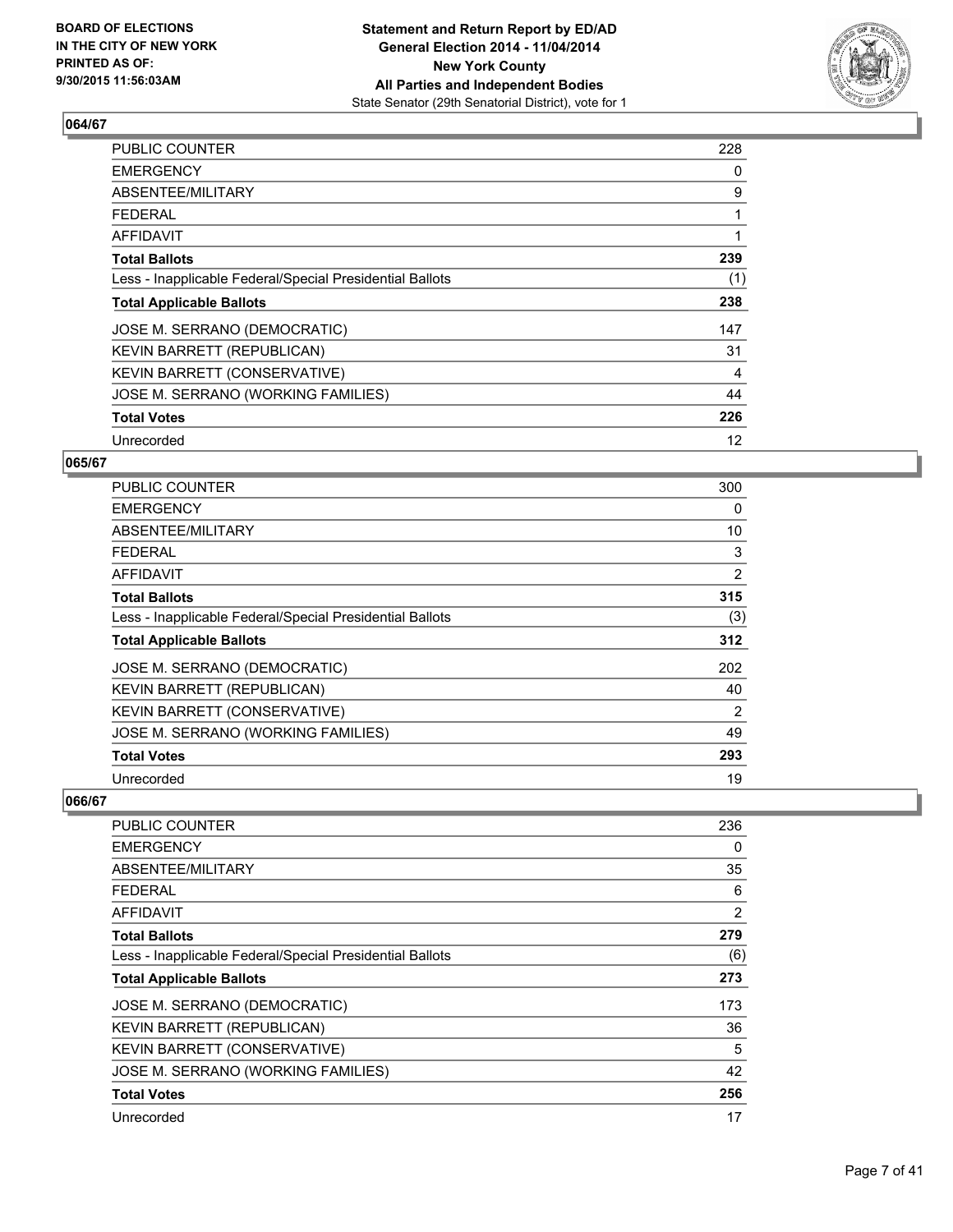### 064/67

| | |
|---|---|
| PUBLIC COUNTER | 228 |
| EMERGENCY | 0 |
| ABSENTEE/MILITARY | 9 |
| FEDERAL | 1 |
| AFFIDAVIT | 1 |
| **Total Ballots** | **239** |
| Less - Inapplicable Federal/Special Presidential Ballots | (1) |
| **Total Applicable Ballots** | **238** |
| JOSE M. SERRANO (DEMOCRATIC) | 147 |
| KEVIN BARRETT (REPUBLICAN) | 31 |
| KEVIN BARRETT (CONSERVATIVE) | 4 |
| JOSE M. SERRANO (WORKING FAMILIES) | 44 |
| **Total Votes** | **226** |
| Unrecorded | 12 |

### 065/67

| | |
|---|---|
| PUBLIC COUNTER | 300 |
| EMERGENCY | 0 |
| ABSENTEE/MILITARY | 10 |
| FEDERAL | 3 |
| AFFIDAVIT | 2 |
| **Total Ballots** | **315** |
| Less - Inapplicable Federal/Special Presidential Ballots | (3) |
| **Total Applicable Ballots** | **312** |
| JOSE M. SERRANO (DEMOCRATIC) | 202 |
| KEVIN BARRETT (REPUBLICAN) | 40 |
| KEVIN BARRETT (CONSERVATIVE) | 2 |
| JOSE M. SERRANO (WORKING FAMILIES) | 49 |
| **Total Votes** | **293** |
| Unrecorded | 19 |

### 066/67

| | |
|---|---|
| PUBLIC COUNTER | 236 |
| EMERGENCY | 0 |
| ABSENTEE/MILITARY | 35 |
| FEDERAL | 6 |
| AFFIDAVIT | 2 |
| **Total Ballots** | **279** |
| Less - Inapplicable Federal/Special Presidential Ballots | (6) |
| **Total Applicable Ballots** | **273** |
| JOSE M. SERRANO (DEMOCRATIC) | 173 |
| KEVIN BARRETT (REPUBLICAN) | 36 |
| KEVIN BARRETT (CONSERVATIVE) | 5 |
| JOSE M. SERRANO (WORKING FAMILIES) | 42 |
| **Total Votes** | **256** |
| Unrecorded | 17 |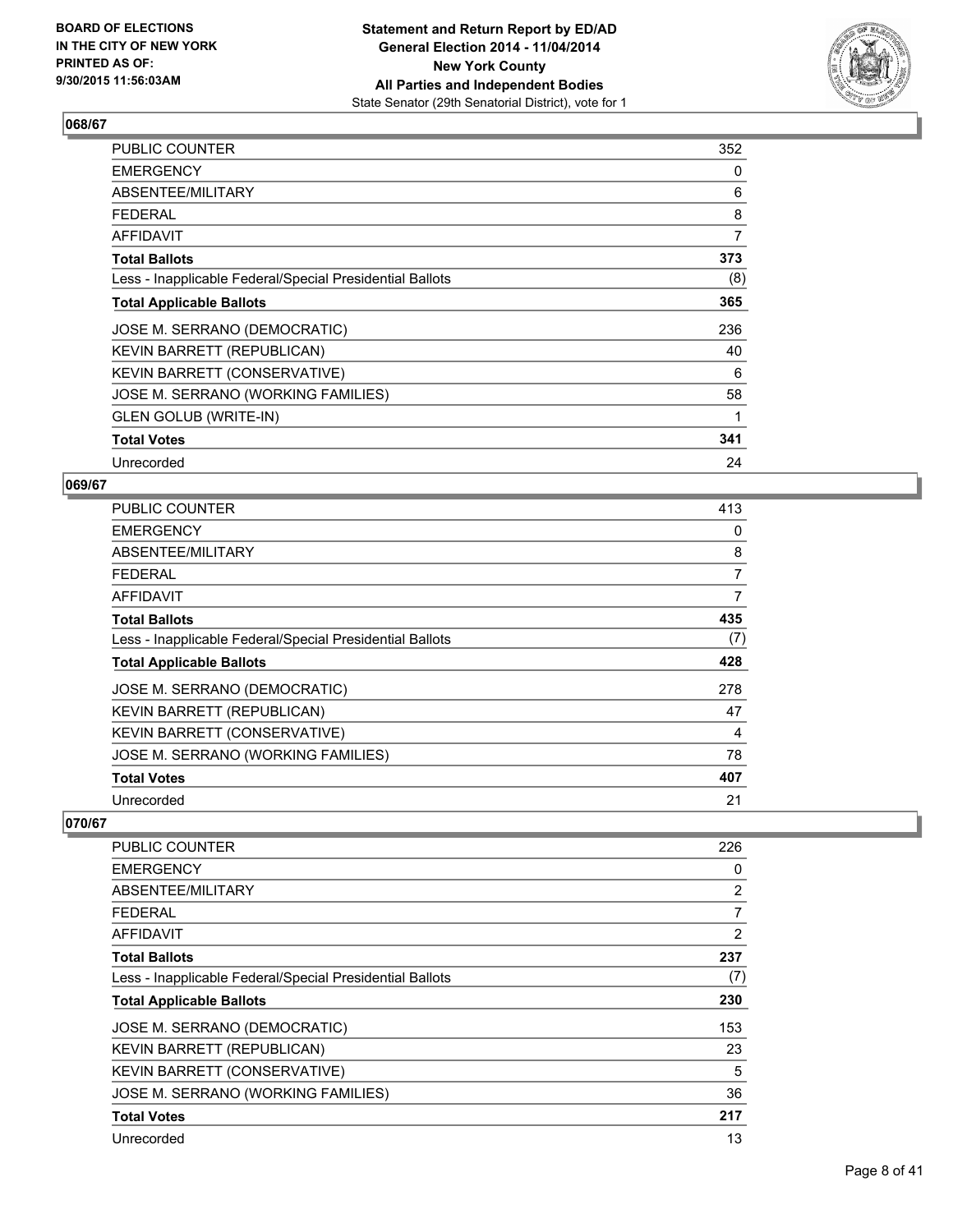**BOARD OF ELECTIONS IN THE CITY OF NEW YORK PRINTED AS OF: 9/30/2015 11:56:03AM**

**Statement and Return Report by ED/AD General Election 2014 - 11/04/2014 New York County All Parties and Independent Bodies**
State Senator (29th Senatorial District), vote for 1

### 068/67

| | |
|---|---|
| PUBLIC COUNTER | 352 |
| EMERGENCY | 0 |
| ABSENTEE/MILITARY | 6 |
| FEDERAL | 8 |
| AFFIDAVIT | 7 |
| **Total Ballots** | **373** |
| Less - Inapplicable Federal/Special Presidential Ballots | (8) |
| **Total Applicable Ballots** | **365** |
| JOSE M. SERRANO (DEMOCRATIC) | 236 |
| KEVIN BARRETT (REPUBLICAN) | 40 |
| KEVIN BARRETT (CONSERVATIVE) | 6 |
| JOSE M. SERRANO (WORKING FAMILIES) | 58 |
| GLEN GOLUB (WRITE-IN) | 1 |
| **Total Votes** | **341** |
| Unrecorded | 24 |

### 069/67

| | |
|---|---|
| PUBLIC COUNTER | 413 |
| EMERGENCY | 0 |
| ABSENTEE/MILITARY | 8 |
| FEDERAL | 7 |
| AFFIDAVIT | 7 |
| **Total Ballots** | **435** |
| Less - Inapplicable Federal/Special Presidential Ballots | (7) |
| **Total Applicable Ballots** | **428** |
| JOSE M. SERRANO (DEMOCRATIC) | 278 |
| KEVIN BARRETT (REPUBLICAN) | 47 |
| KEVIN BARRETT (CONSERVATIVE) | 4 |
| JOSE M. SERRANO (WORKING FAMILIES) | 78 |
| **Total Votes** | **407** |
| Unrecorded | 21 |

### 070/67

| | |
|---|---|
| PUBLIC COUNTER | 226 |
| EMERGENCY | 0 |
| ABSENTEE/MILITARY | 2 |
| FEDERAL | 7 |
| AFFIDAVIT | 2 |
| **Total Ballots** | **237** |
| Less - Inapplicable Federal/Special Presidential Ballots | (7) |
| **Total Applicable Ballots** | **230** |
| JOSE M. SERRANO (DEMOCRATIC) | 153 |
| KEVIN BARRETT (REPUBLICAN) | 23 |
| KEVIN BARRETT (CONSERVATIVE) | 5 |
| JOSE M. SERRANO (WORKING FAMILIES) | 36 |
| **Total Votes** | **217** |
| Unrecorded | 13 |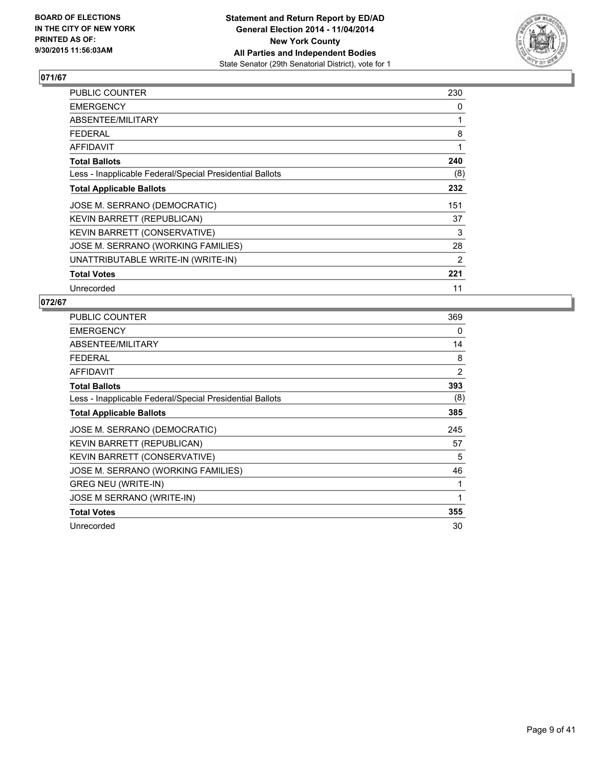**BOARD OF ELECTIONS IN THE CITY OF NEW YORK PRINTED AS OF: 9/30/2015 11:56:03AM**

**Statement and Return Report by ED/AD**
**General Election 2014 - 11/04/2014**
**New York County**
**All Parties and Independent Bodies**
State Senator (29th Senatorial District), vote for 1

## 071/67

| | |
|---|---|
| PUBLIC COUNTER | 230 |
| EMERGENCY | 0 |
| ABSENTEE/MILITARY | 1 |
| FEDERAL | 8 |
| AFFIDAVIT | 1 |
| **Total Ballots** | **240** |
| Less - Inapplicable Federal/Special Presidential Ballots | (8) |
| **Total Applicable Ballots** | **232** |
| JOSE M. SERRANO (DEMOCRATIC) | 151 |
| KEVIN BARRETT (REPUBLICAN) | 37 |
| KEVIN BARRETT (CONSERVATIVE) | 3 |
| JOSE M. SERRANO (WORKING FAMILIES) | 28 |
| UNATTRIBUTABLE WRITE-IN (WRITE-IN) | 2 |
| **Total Votes** | **221** |
| Unrecorded | 11 |

## 072/67

| | |
|---|---|
| PUBLIC COUNTER | 369 |
| EMERGENCY | 0 |
| ABSENTEE/MILITARY | 14 |
| FEDERAL | 8 |
| AFFIDAVIT | 2 |
| **Total Ballots** | **393** |
| Less - Inapplicable Federal/Special Presidential Ballots | (8) |
| **Total Applicable Ballots** | **385** |
| JOSE M. SERRANO (DEMOCRATIC) | 245 |
| KEVIN BARRETT (REPUBLICAN) | 57 |
| KEVIN BARRETT (CONSERVATIVE) | 5 |
| JOSE M. SERRANO (WORKING FAMILIES) | 46 |
| GREG NEU (WRITE-IN) | 1 |
| JOSE M SERRANO (WRITE-IN) | 1 |
| **Total Votes** | **355** |
| Unrecorded | 30 |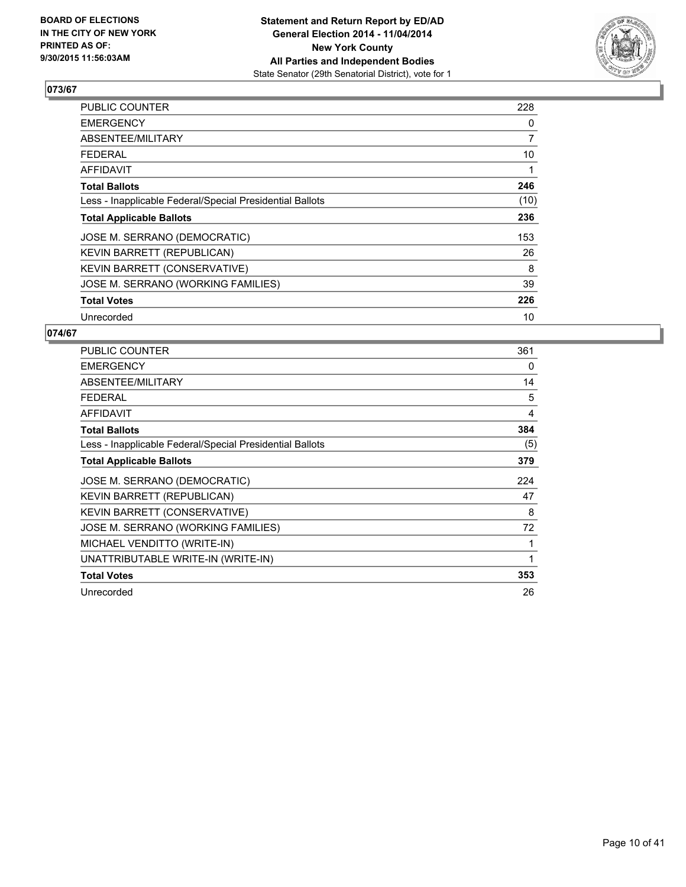**BOARD OF ELECTIONS IN THE CITY OF NEW YORK PRINTED AS OF: 9/30/2015 11:56:03AM**

**Statement and Return Report by ED/AD General Election 2014 - 11/04/2014 New York County All Parties and Independent Bodies**
State Senator (29th Senatorial District), vote for 1

## 073/67

| | |
|---|---|
| PUBLIC COUNTER | 228 |
| EMERGENCY | 0 |
| ABSENTEE/MILITARY | 7 |
| FEDERAL | 10 |
| AFFIDAVIT | 1 |
| **Total Ballots** | **246** |
| Less - Inapplicable Federal/Special Presidential Ballots | (10) |
| **Total Applicable Ballots** | **236** |
| JOSE M. SERRANO (DEMOCRATIC) | 153 |
| KEVIN BARRETT (REPUBLICAN) | 26 |
| KEVIN BARRETT (CONSERVATIVE) | 8 |
| JOSE M. SERRANO (WORKING FAMILIES) | 39 |
| **Total Votes** | **226** |
| Unrecorded | 10 |

## 074/67

| | |
|---|---|
| PUBLIC COUNTER | 361 |
| EMERGENCY | 0 |
| ABSENTEE/MILITARY | 14 |
| FEDERAL | 5 |
| AFFIDAVIT | 4 |
| **Total Ballots** | **384** |
| Less - Inapplicable Federal/Special Presidential Ballots | (5) |
| **Total Applicable Ballots** | **379** |
| JOSE M. SERRANO (DEMOCRATIC) | 224 |
| KEVIN BARRETT (REPUBLICAN) | 47 |
| KEVIN BARRETT (CONSERVATIVE) | 8 |
| JOSE M. SERRANO (WORKING FAMILIES) | 72 |
| MICHAEL VENDITTO (WRITE-IN) | 1 |
| UNATTRIBUTABLE WRITE-IN (WRITE-IN) | 1 |
| **Total Votes** | **353** |
| Unrecorded | 26 |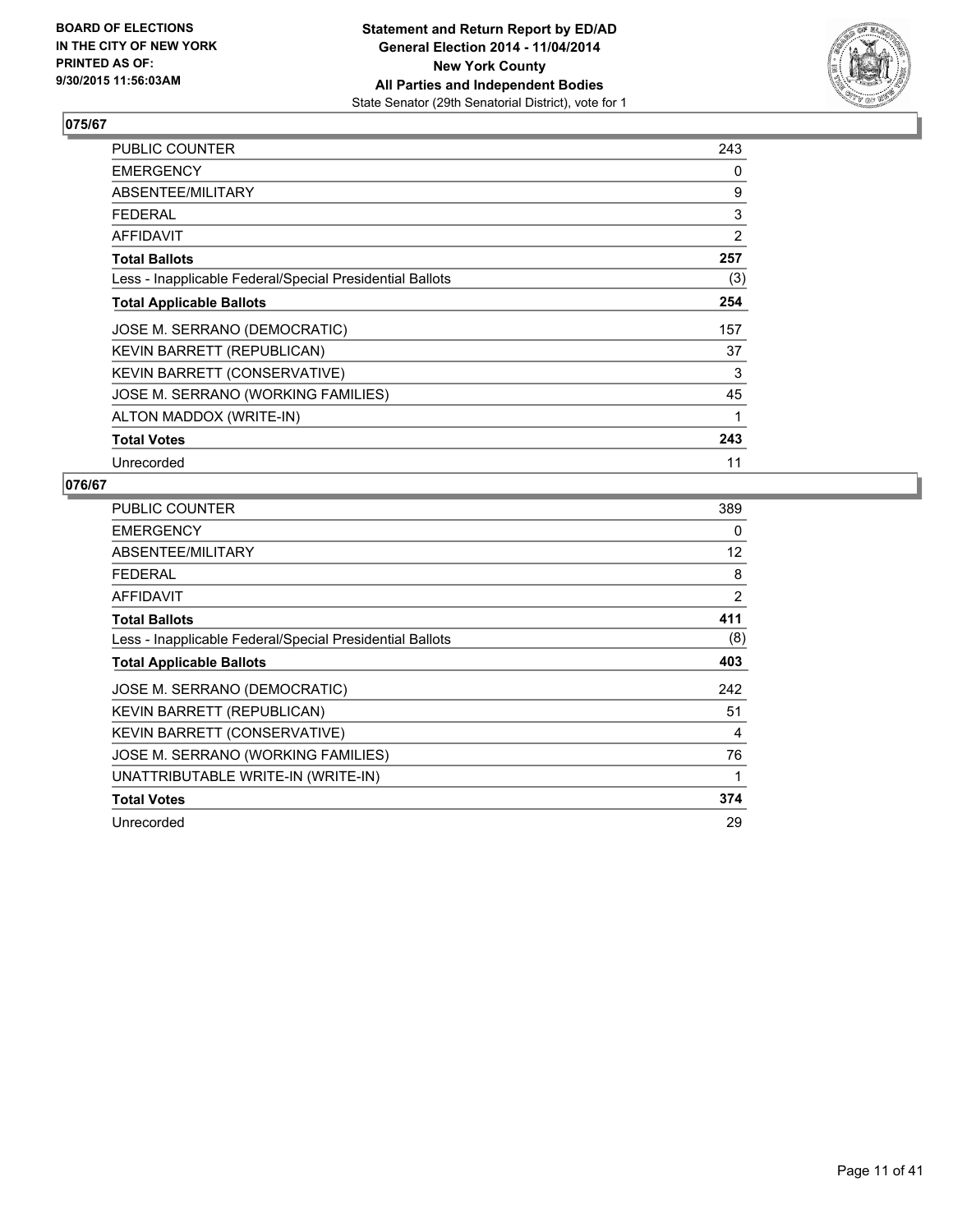**Statement and Return Report by ED/AD**
**General Election 2014 - 11/04/2014**
**New York County**
**All Parties and Independent Bodies**
State Senator (29th Senatorial District), vote for 1

BOARD OF ELECTIONS IN THE CITY OF NEW YORK PRINTED AS OF: 9/30/2015 11:56:03AM

## 075/67

| | |
|---|---|
| PUBLIC COUNTER | 243 |
| EMERGENCY | 0 |
| ABSENTEE/MILITARY | 9 |
| FEDERAL | 3 |
| AFFIDAVIT | 2 |
| **Total Ballots** | **257** |
| Less - Inapplicable Federal/Special Presidential Ballots | (3) |
| **Total Applicable Ballots** | **254** |
| JOSE M. SERRANO (DEMOCRATIC) | 157 |
| KEVIN BARRETT (REPUBLICAN) | 37 |
| KEVIN BARRETT (CONSERVATIVE) | 3 |
| JOSE M. SERRANO (WORKING FAMILIES) | 45 |
| ALTON MADDOX (WRITE-IN) | 1 |
| **Total Votes** | **243** |
| Unrecorded | 11 |

## 076/67

| | |
|---|---|
| PUBLIC COUNTER | 389 |
| EMERGENCY | 0 |
| ABSENTEE/MILITARY | 12 |
| FEDERAL | 8 |
| AFFIDAVIT | 2 |
| **Total Ballots** | **411** |
| Less - Inapplicable Federal/Special Presidential Ballots | (8) |
| **Total Applicable Ballots** | **403** |
| JOSE M. SERRANO (DEMOCRATIC) | 242 |
| KEVIN BARRETT (REPUBLICAN) | 51 |
| KEVIN BARRETT (CONSERVATIVE) | 4 |
| JOSE M. SERRANO (WORKING FAMILIES) | 76 |
| UNATTRIBUTABLE WRITE-IN (WRITE-IN) | 1 |
| **Total Votes** | **374** |
| Unrecorded | 29 |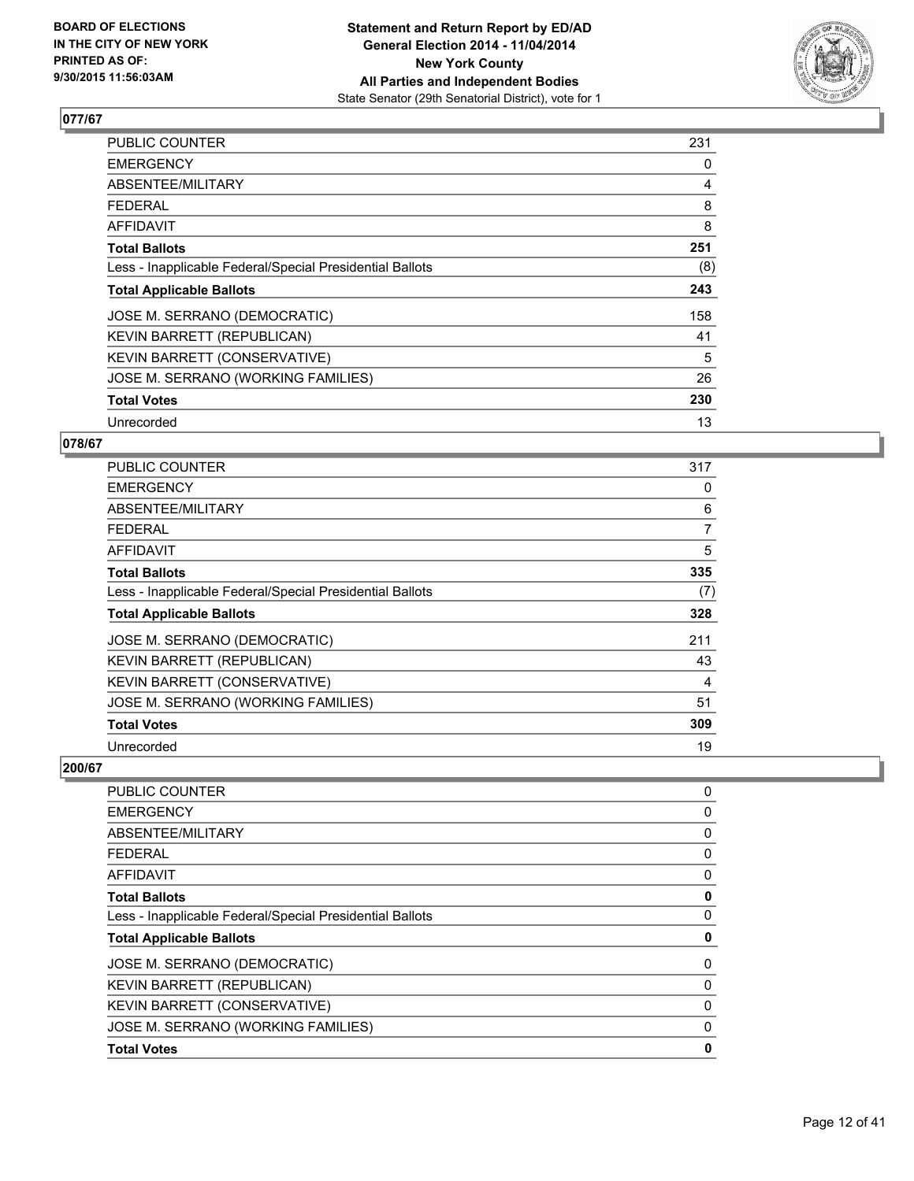## 077/67

| | |
|---|---|
| PUBLIC COUNTER | 231 |
| EMERGENCY | 0 |
| ABSENTEE/MILITARY | 4 |
| FEDERAL | 8 |
| AFFIDAVIT | 8 |
| **Total Ballots** | **251** |
| Less - Inapplicable Federal/Special Presidential Ballots | (8) |
| **Total Applicable Ballots** | **243** |
| JOSE M. SERRANO (DEMOCRATIC) | 158 |
| KEVIN BARRETT (REPUBLICAN) | 41 |
| KEVIN BARRETT (CONSERVATIVE) | 5 |
| JOSE M. SERRANO (WORKING FAMILIES) | 26 |
| **Total Votes** | **230** |
| Unrecorded | 13 |

## 078/67

| | |
|---|---|
| PUBLIC COUNTER | 317 |
| EMERGENCY | 0 |
| ABSENTEE/MILITARY | 6 |
| FEDERAL | 7 |
| AFFIDAVIT | 5 |
| **Total Ballots** | **335** |
| Less - Inapplicable Federal/Special Presidential Ballots | (7) |
| **Total Applicable Ballots** | **328** |
| JOSE M. SERRANO (DEMOCRATIC) | 211 |
| KEVIN BARRETT (REPUBLICAN) | 43 |
| KEVIN BARRETT (CONSERVATIVE) | 4 |
| JOSE M. SERRANO (WORKING FAMILIES) | 51 |
| **Total Votes** | **309** |
| Unrecorded | 19 |

## 200/67

| | |
|---|---|
| PUBLIC COUNTER | 0 |
| EMERGENCY | 0 |
| ABSENTEE/MILITARY | 0 |
| FEDERAL | 0 |
| AFFIDAVIT | 0 |
| **Total Ballots** | **0** |
| Less - Inapplicable Federal/Special Presidential Ballots | 0 |
| **Total Applicable Ballots** | **0** |
| JOSE M. SERRANO (DEMOCRATIC) | 0 |
| KEVIN BARRETT (REPUBLICAN) | 0 |
| KEVIN BARRETT (CONSERVATIVE) | 0 |
| JOSE M. SERRANO (WORKING FAMILIES) | 0 |
| **Total Votes** | **0** |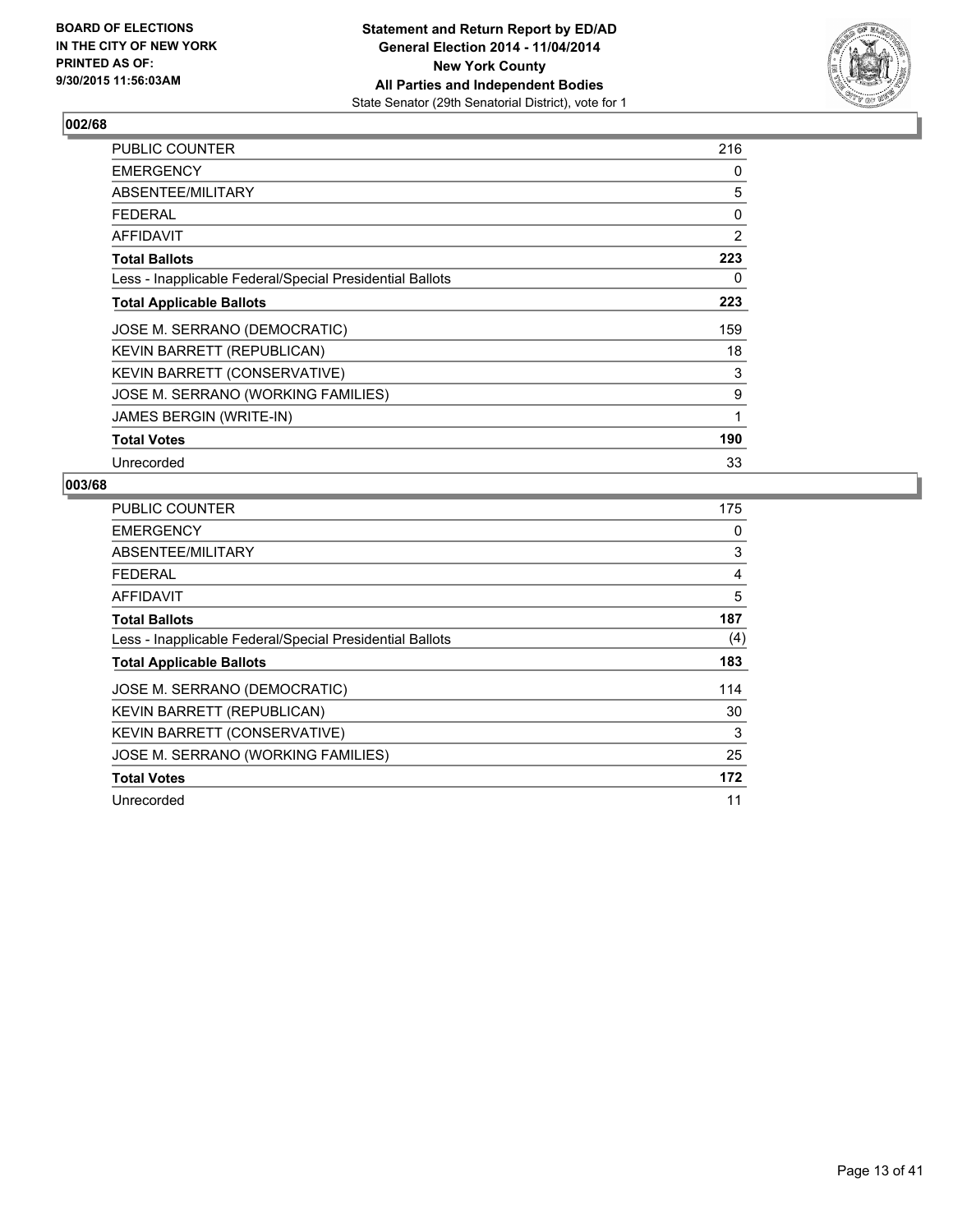**BOARD OF ELECTIONS IN THE CITY OF NEW YORK PRINTED AS OF: 9/30/2015 11:56:03AM**

**Statement and Return Report by ED/AD General Election 2014 - 11/04/2014 New York County All Parties and Independent Bodies**
State Senator (29th Senatorial District), vote for 1

## 002/68

| | |
|---|---|
| PUBLIC COUNTER | 216 |
| EMERGENCY | 0 |
| ABSENTEE/MILITARY | 5 |
| FEDERAL | 0 |
| AFFIDAVIT | 2 |
| **Total Ballots** | **223** |
| Less - Inapplicable Federal/Special Presidential Ballots | 0 |
| **Total Applicable Ballots** | **223** |
| JOSE M. SERRANO (DEMOCRATIC) | 159 |
| KEVIN BARRETT (REPUBLICAN) | 18 |
| KEVIN BARRETT (CONSERVATIVE) | 3 |
| JOSE M. SERRANO (WORKING FAMILIES) | 9 |
| JAMES BERGIN (WRITE-IN) | 1 |
| **Total Votes** | **190** |
| Unrecorded | 33 |

## 003/68

| | |
|---|---|
| PUBLIC COUNTER | 175 |
| EMERGENCY | 0 |
| ABSENTEE/MILITARY | 3 |
| FEDERAL | 4 |
| AFFIDAVIT | 5 |
| **Total Ballots** | **187** |
| Less - Inapplicable Federal/Special Presidential Ballots | (4) |
| **Total Applicable Ballots** | **183** |
| JOSE M. SERRANO (DEMOCRATIC) | 114 |
| KEVIN BARRETT (REPUBLICAN) | 30 |
| KEVIN BARRETT (CONSERVATIVE) | 3 |
| JOSE M. SERRANO (WORKING FAMILIES) | 25 |
| **Total Votes** | **172** |
| Unrecorded | 11 |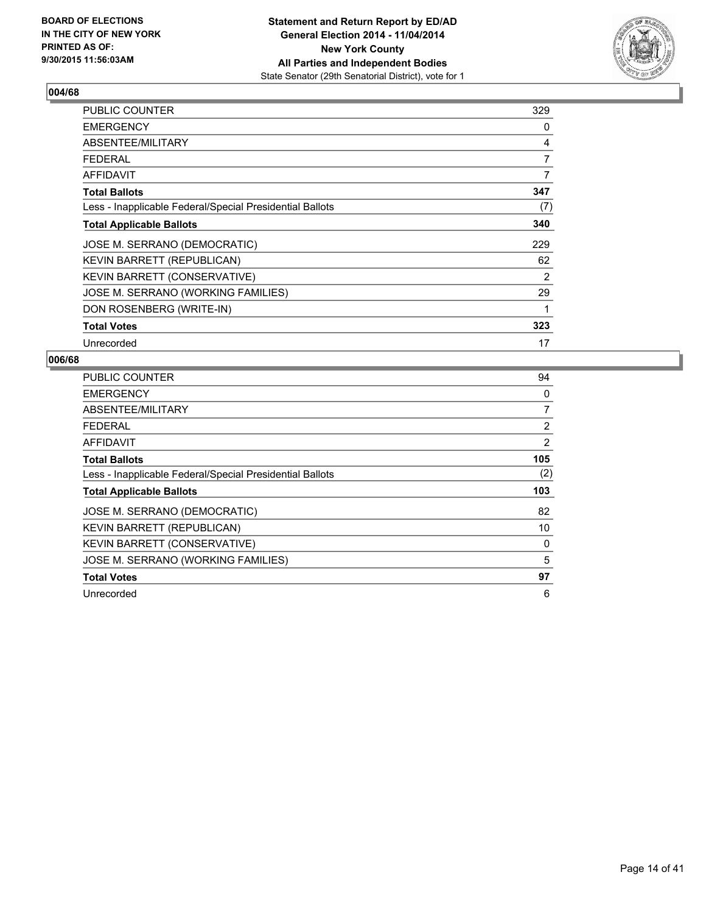**BOARD OF ELECTIONS IN THE CITY OF NEW YORK PRINTED AS OF: 9/30/2015 11:56:03AM**

**Statement and Return Report by ED/AD General Election 2014 - 11/04/2014 New York County All Parties and Independent Bodies**
State Senator (29th Senatorial District), vote for 1

## 004/68

| | |
|---|---|
| PUBLIC COUNTER | 329 |
| EMERGENCY | 0 |
| ABSENTEE/MILITARY | 4 |
| FEDERAL | 7 |
| AFFIDAVIT | 7 |
| **Total Ballots** | **347** |
| Less - Inapplicable Federal/Special Presidential Ballots | (7) |
| **Total Applicable Ballots** | **340** |
| JOSE M. SERRANO (DEMOCRATIC) | 229 |
| KEVIN BARRETT (REPUBLICAN) | 62 |
| KEVIN BARRETT (CONSERVATIVE) | 2 |
| JOSE M. SERRANO (WORKING FAMILIES) | 29 |
| DON ROSENBERG (WRITE-IN) | 1 |
| **Total Votes** | **323** |
| Unrecorded | 17 |

## 006/68

| | |
|---|---|
| PUBLIC COUNTER | 94 |
| EMERGENCY | 0 |
| ABSENTEE/MILITARY | 7 |
| FEDERAL | 2 |
| AFFIDAVIT | 2 |
| **Total Ballots** | **105** |
| Less - Inapplicable Federal/Special Presidential Ballots | (2) |
| **Total Applicable Ballots** | **103** |
| JOSE M. SERRANO (DEMOCRATIC) | 82 |
| KEVIN BARRETT (REPUBLICAN) | 10 |
| KEVIN BARRETT (CONSERVATIVE) | 0 |
| JOSE M. SERRANO (WORKING FAMILIES) | 5 |
| **Total Votes** | **97** |
| Unrecorded | 6 |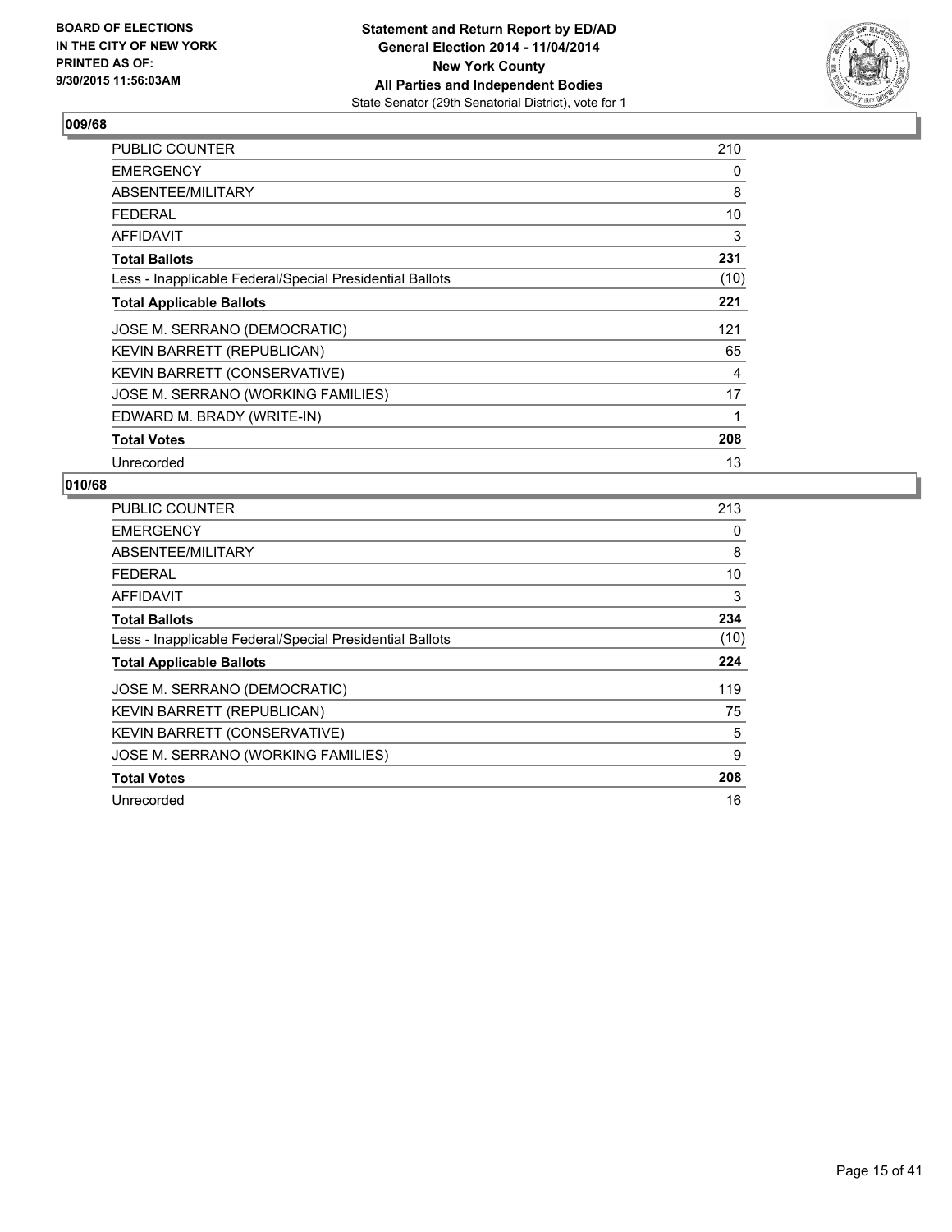**BOARD OF ELECTIONS IN THE CITY OF NEW YORK PRINTED AS OF: 9/30/2015 11:56:03AM**

**Statement and Return Report by ED/AD General Election 2014 - 11/04/2014 New York County All Parties and Independent Bodies**
State Senator (29th Senatorial District), vote for 1

## 009/68

| | |
|---|---|
| PUBLIC COUNTER | 210 |
| EMERGENCY | 0 |
| ABSENTEE/MILITARY | 8 |
| FEDERAL | 10 |
| AFFIDAVIT | 3 |
| **Total Ballots** | **231** |
| Less - Inapplicable Federal/Special Presidential Ballots | (10) |
| **Total Applicable Ballots** | **221** |
| JOSE M. SERRANO (DEMOCRATIC) | 121 |
| KEVIN BARRETT (REPUBLICAN) | 65 |
| KEVIN BARRETT (CONSERVATIVE) | 4 |
| JOSE M. SERRANO (WORKING FAMILIES) | 17 |
| EDWARD M. BRADY (WRITE-IN) | 1 |
| **Total Votes** | **208** |
| Unrecorded | 13 |

## 010/68

| | |
|---|---|
| PUBLIC COUNTER | 213 |
| EMERGENCY | 0 |
| ABSENTEE/MILITARY | 8 |
| FEDERAL | 10 |
| AFFIDAVIT | 3 |
| **Total Ballots** | **234** |
| Less - Inapplicable Federal/Special Presidential Ballots | (10) |
| **Total Applicable Ballots** | **224** |
| JOSE M. SERRANO (DEMOCRATIC) | 119 |
| KEVIN BARRETT (REPUBLICAN) | 75 |
| KEVIN BARRETT (CONSERVATIVE) | 5 |
| JOSE M. SERRANO (WORKING FAMILIES) | 9 |
| **Total Votes** | **208** |
| Unrecorded | 16 |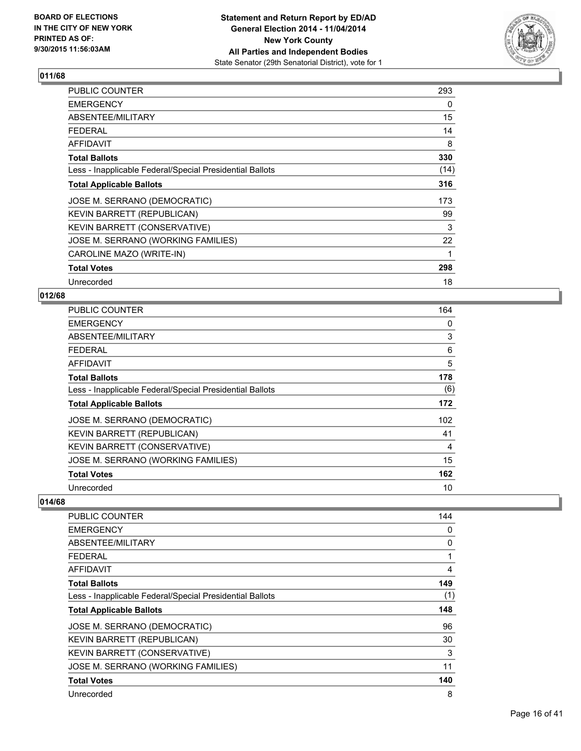**Statement and Return Report by ED/AD**
**General Election 2014 - 11/04/2014**
**New York County**
**All Parties and Independent Bodies**
State Senator (29th Senatorial District), vote for 1

BOARD OF ELECTIONS
IN THE CITY OF NEW YORK
PRINTED AS OF:
9/30/2015 11:56:03AM

### 011/68

| | |
|---|---|
| PUBLIC COUNTER | 293 |
| EMERGENCY | 0 |
| ABSENTEE/MILITARY | 15 |
| FEDERAL | 14 |
| AFFIDAVIT | 8 |
| **Total Ballots** | **330** |
| Less - Inapplicable Federal/Special Presidential Ballots | (14) |
| **Total Applicable Ballots** | **316** |
| JOSE M. SERRANO (DEMOCRATIC) | 173 |
| KEVIN BARRETT (REPUBLICAN) | 99 |
| KEVIN BARRETT (CONSERVATIVE) | 3 |
| JOSE M. SERRANO (WORKING FAMILIES) | 22 |
| CAROLINE MAZO (WRITE-IN) | 1 |
| **Total Votes** | **298** |
| Unrecorded | 18 |

### 012/68

| | |
|---|---|
| PUBLIC COUNTER | 164 |
| EMERGENCY | 0 |
| ABSENTEE/MILITARY | 3 |
| FEDERAL | 6 |
| AFFIDAVIT | 5 |
| **Total Ballots** | **178** |
| Less - Inapplicable Federal/Special Presidential Ballots | (6) |
| **Total Applicable Ballots** | **172** |
| JOSE M. SERRANO (DEMOCRATIC) | 102 |
| KEVIN BARRETT (REPUBLICAN) | 41 |
| KEVIN BARRETT (CONSERVATIVE) | 4 |
| JOSE M. SERRANO (WORKING FAMILIES) | 15 |
| **Total Votes** | **162** |
| Unrecorded | 10 |

### 014/68

| | |
|---|---|
| PUBLIC COUNTER | 144 |
| EMERGENCY | 0 |
| ABSENTEE/MILITARY | 0 |
| FEDERAL | 1 |
| AFFIDAVIT | 4 |
| **Total Ballots** | **149** |
| Less - Inapplicable Federal/Special Presidential Ballots | (1) |
| **Total Applicable Ballots** | **148** |
| JOSE M. SERRANO (DEMOCRATIC) | 96 |
| KEVIN BARRETT (REPUBLICAN) | 30 |
| KEVIN BARRETT (CONSERVATIVE) | 3 |
| JOSE M. SERRANO (WORKING FAMILIES) | 11 |
| **Total Votes** | **140** |
| Unrecorded | 8 |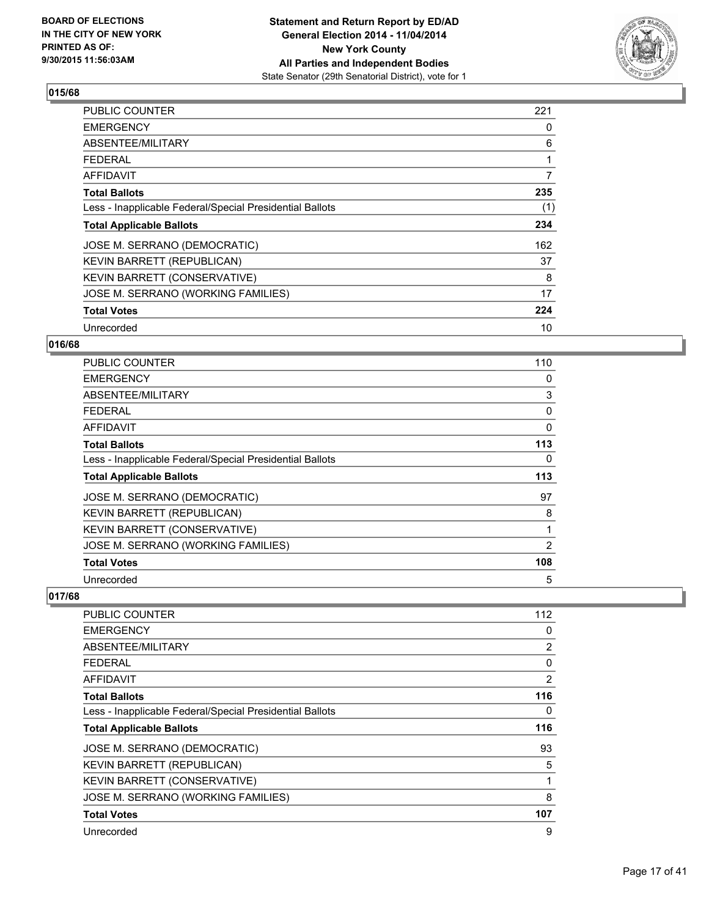**BOARD OF ELECTIONS IN THE CITY OF NEW YORK PRINTED AS OF: 9/30/2015 11:56:03AM**

**Statement and Return Report by ED/AD General Election 2014 - 11/04/2014 New York County All Parties and Independent Bodies**
State Senator (29th Senatorial District), vote for 1

## 015/68

| | |
|---|---|
| PUBLIC COUNTER | 221 |
| EMERGENCY | 0 |
| ABSENTEE/MILITARY | 6 |
| FEDERAL | 1 |
| AFFIDAVIT | 7 |
| **Total Ballots** | **235** |
| Less - Inapplicable Federal/Special Presidential Ballots | (1) |
| **Total Applicable Ballots** | **234** |
| JOSE M. SERRANO (DEMOCRATIC) | 162 |
| KEVIN BARRETT (REPUBLICAN) | 37 |
| KEVIN BARRETT (CONSERVATIVE) | 8 |
| JOSE M. SERRANO (WORKING FAMILIES) | 17 |
| **Total Votes** | **224** |
| Unrecorded | 10 |

## 016/68

| | |
|---|---|
| PUBLIC COUNTER | 110 |
| EMERGENCY | 0 |
| ABSENTEE/MILITARY | 3 |
| FEDERAL | 0 |
| AFFIDAVIT | 0 |
| **Total Ballots** | **113** |
| Less - Inapplicable Federal/Special Presidential Ballots | 0 |
| **Total Applicable Ballots** | **113** |
| JOSE M. SERRANO (DEMOCRATIC) | 97 |
| KEVIN BARRETT (REPUBLICAN) | 8 |
| KEVIN BARRETT (CONSERVATIVE) | 1 |
| JOSE M. SERRANO (WORKING FAMILIES) | 2 |
| **Total Votes** | **108** |
| Unrecorded | 5 |

## 017/68

| | |
|---|---|
| PUBLIC COUNTER | 112 |
| EMERGENCY | 0 |
| ABSENTEE/MILITARY | 2 |
| FEDERAL | 0 |
| AFFIDAVIT | 2 |
| **Total Ballots** | **116** |
| Less - Inapplicable Federal/Special Presidential Ballots | 0 |
| **Total Applicable Ballots** | **116** |
| JOSE M. SERRANO (DEMOCRATIC) | 93 |
| KEVIN BARRETT (REPUBLICAN) | 5 |
| KEVIN BARRETT (CONSERVATIVE) | 1 |
| JOSE M. SERRANO (WORKING FAMILIES) | 8 |
| **Total Votes** | **107** |
| Unrecorded | 9 |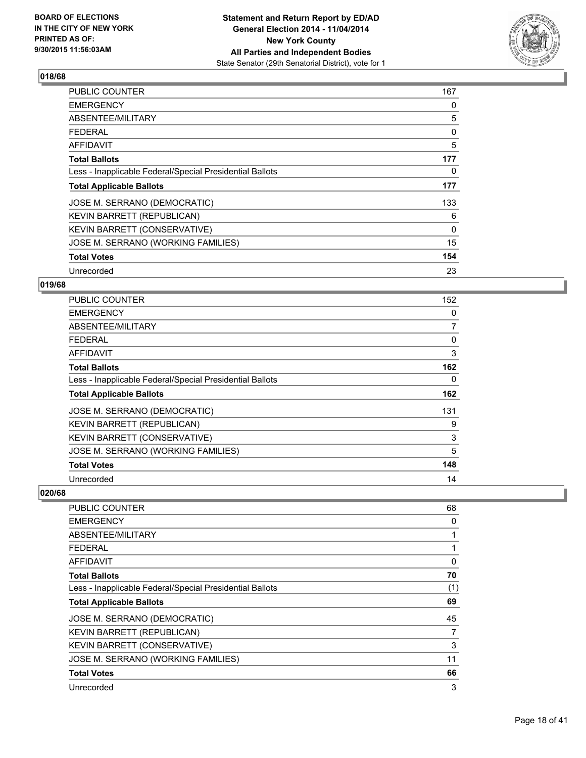### 018/68

| | |
|---|---|
| PUBLIC COUNTER | 167 |
| EMERGENCY | 0 |
| ABSENTEE/MILITARY | 5 |
| FEDERAL | 0 |
| AFFIDAVIT | 5 |
| **Total Ballots** | **177** |
| Less - Inapplicable Federal/Special Presidential Ballots | 0 |
| **Total Applicable Ballots** | **177** |
| JOSE M. SERRANO (DEMOCRATIC) | 133 |
| KEVIN BARRETT (REPUBLICAN) | 6 |
| KEVIN BARRETT (CONSERVATIVE) | 0 |
| JOSE M. SERRANO (WORKING FAMILIES) | 15 |
| **Total Votes** | **154** |
| Unrecorded | 23 |

### 019/68

| | |
|---|---|
| PUBLIC COUNTER | 152 |
| EMERGENCY | 0 |
| ABSENTEE/MILITARY | 7 |
| FEDERAL | 0 |
| AFFIDAVIT | 3 |
| **Total Ballots** | **162** |
| Less - Inapplicable Federal/Special Presidential Ballots | 0 |
| **Total Applicable Ballots** | **162** |
| JOSE M. SERRANO (DEMOCRATIC) | 131 |
| KEVIN BARRETT (REPUBLICAN) | 9 |
| KEVIN BARRETT (CONSERVATIVE) | 3 |
| JOSE M. SERRANO (WORKING FAMILIES) | 5 |
| **Total Votes** | **148** |
| Unrecorded | 14 |

### 020/68

| | |
|---|---|
| PUBLIC COUNTER | 68 |
| EMERGENCY | 0 |
| ABSENTEE/MILITARY | 1 |
| FEDERAL | 1 |
| AFFIDAVIT | 0 |
| **Total Ballots** | **70** |
| Less - Inapplicable Federal/Special Presidential Ballots | (1) |
| **Total Applicable Ballots** | **69** |
| JOSE M. SERRANO (DEMOCRATIC) | 45 |
| KEVIN BARRETT (REPUBLICAN) | 7 |
| KEVIN BARRETT (CONSERVATIVE) | 3 |
| JOSE M. SERRANO (WORKING FAMILIES) | 11 |
| **Total Votes** | **66** |
| Unrecorded | 3 |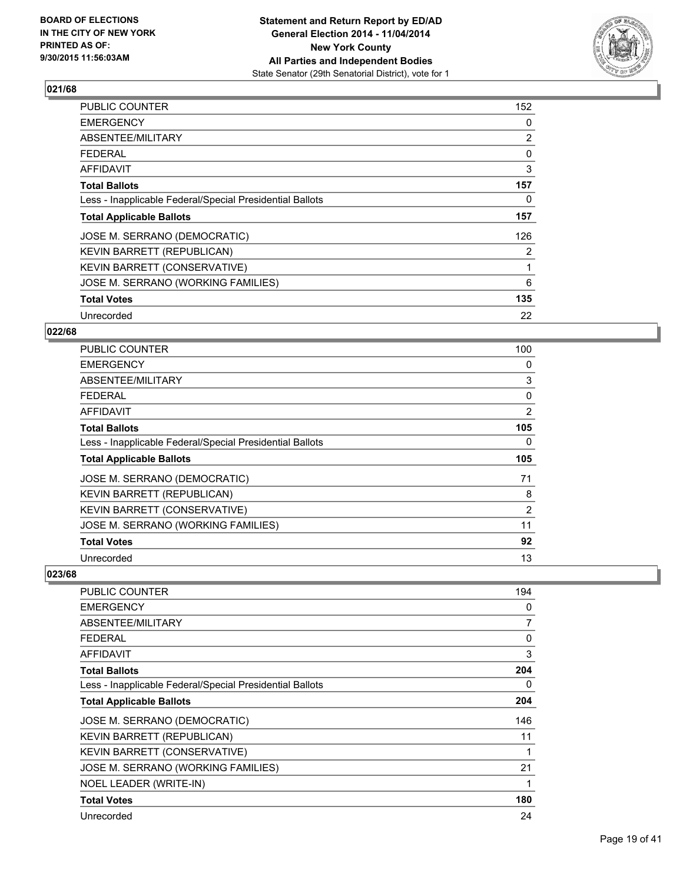## 021/68

| | |
|---|---|
| PUBLIC COUNTER | 152 |
| EMERGENCY | 0 |
| ABSENTEE/MILITARY | 2 |
| FEDERAL | 0 |
| AFFIDAVIT | 3 |
| **Total Ballots** | **157** |
| Less - Inapplicable Federal/Special Presidential Ballots | 0 |
| **Total Applicable Ballots** | **157** |
| JOSE M. SERRANO (DEMOCRATIC) | 126 |
| KEVIN BARRETT (REPUBLICAN) | 2 |
| KEVIN BARRETT (CONSERVATIVE) | 1 |
| JOSE M. SERRANO (WORKING FAMILIES) | 6 |
| **Total Votes** | **135** |
| Unrecorded | 22 |

## 022/68

| | |
|---|---|
| PUBLIC COUNTER | 100 |
| EMERGENCY | 0 |
| ABSENTEE/MILITARY | 3 |
| FEDERAL | 0 |
| AFFIDAVIT | 2 |
| **Total Ballots** | **105** |
| Less - Inapplicable Federal/Special Presidential Ballots | 0 |
| **Total Applicable Ballots** | **105** |
| JOSE M. SERRANO (DEMOCRATIC) | 71 |
| KEVIN BARRETT (REPUBLICAN) | 8 |
| KEVIN BARRETT (CONSERVATIVE) | 2 |
| JOSE M. SERRANO (WORKING FAMILIES) | 11 |
| **Total Votes** | **92** |
| Unrecorded | 13 |

## 023/68

| | |
|---|---|
| PUBLIC COUNTER | 194 |
| EMERGENCY | 0 |
| ABSENTEE/MILITARY | 7 |
| FEDERAL | 0 |
| AFFIDAVIT | 3 |
| **Total Ballots** | **204** |
| Less - Inapplicable Federal/Special Presidential Ballots | 0 |
| **Total Applicable Ballots** | **204** |
| JOSE M. SERRANO (DEMOCRATIC) | 146 |
| KEVIN BARRETT (REPUBLICAN) | 11 |
| KEVIN BARRETT (CONSERVATIVE) | 1 |
| JOSE M. SERRANO (WORKING FAMILIES) | 21 |
| NOEL LEADER (WRITE-IN) | 1 |
| **Total Votes** | **180** |
| Unrecorded | 24 |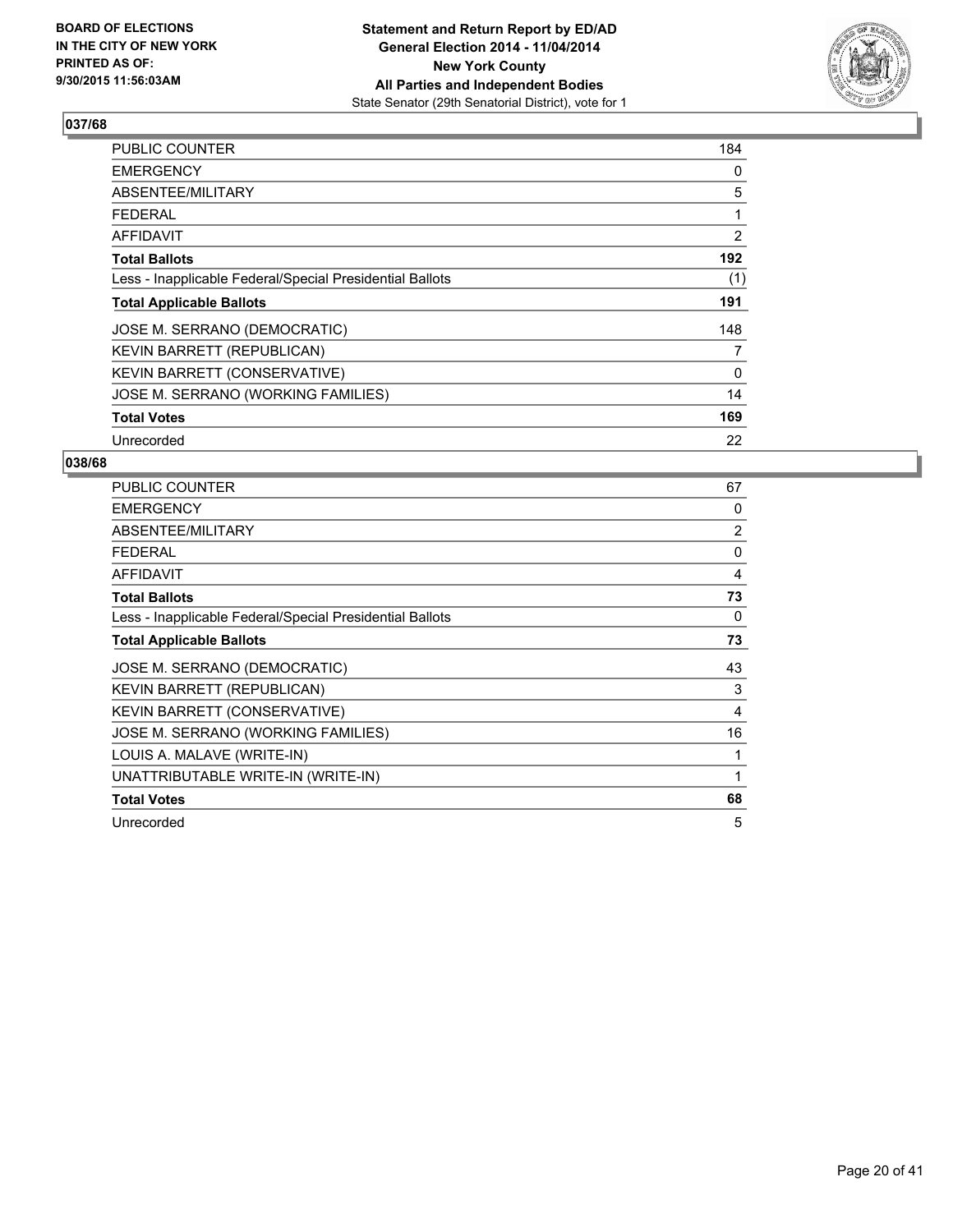**BOARD OF ELECTIONS IN THE CITY OF NEW YORK PRINTED AS OF: 9/30/2015 11:56:03AM**

**Statement and Return Report by ED/AD General Election 2014 - 11/04/2014 New York County All Parties and Independent Bodies**
State Senator (29th Senatorial District), vote for 1

## 037/68

| | |
|---|---|
| PUBLIC COUNTER | 184 |
| EMERGENCY | 0 |
| ABSENTEE/MILITARY | 5 |
| FEDERAL | 1 |
| AFFIDAVIT | 2 |
| **Total Ballots** | **192** |
| Less - Inapplicable Federal/Special Presidential Ballots | (1) |
| **Total Applicable Ballots** | **191** |
| JOSE M. SERRANO (DEMOCRATIC) | 148 |
| KEVIN BARRETT (REPUBLICAN) | 7 |
| KEVIN BARRETT (CONSERVATIVE) | 0 |
| JOSE M. SERRANO (WORKING FAMILIES) | 14 |
| **Total Votes** | **169** |
| Unrecorded | 22 |

## 038/68

| | |
|---|---|
| PUBLIC COUNTER | 67 |
| EMERGENCY | 0 |
| ABSENTEE/MILITARY | 2 |
| FEDERAL | 0 |
| AFFIDAVIT | 4 |
| **Total Ballots** | **73** |
| Less - Inapplicable Federal/Special Presidential Ballots | 0 |
| **Total Applicable Ballots** | **73** |
| JOSE M. SERRANO (DEMOCRATIC) | 43 |
| KEVIN BARRETT (REPUBLICAN) | 3 |
| KEVIN BARRETT (CONSERVATIVE) | 4 |
| JOSE M. SERRANO (WORKING FAMILIES) | 16 |
| LOUIS A. MALAVE (WRITE-IN) | 1 |
| UNATTRIBUTABLE WRITE-IN (WRITE-IN) | 1 |
| **Total Votes** | **68** |
| Unrecorded | 5 |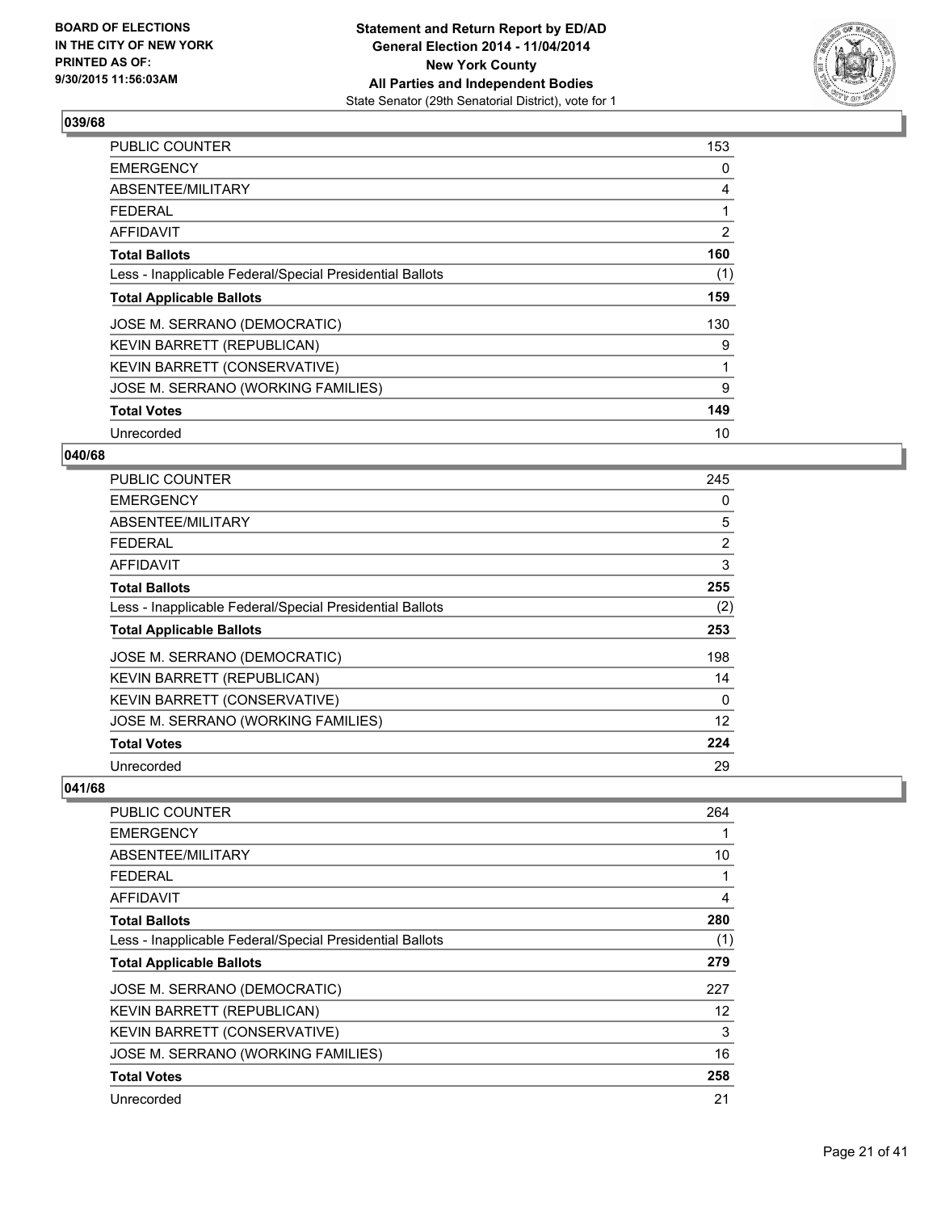**BOARD OF ELECTIONS IN THE CITY OF NEW YORK PRINTED AS OF: 9/30/2015 11:56:03AM**

**Statement and Return Report by ED/AD**
**General Election 2014 - 11/04/2014**
**New York County**
**All Parties and Independent Bodies**
State Senator (29th Senatorial District), vote for 1

### 039/68

| | |
|---|---|
| PUBLIC COUNTER | 153 |
| EMERGENCY | 0 |
| ABSENTEE/MILITARY | 4 |
| FEDERAL | 1 |
| AFFIDAVIT | 2 |
| **Total Ballots** | **160** |
| Less - Inapplicable Federal/Special Presidential Ballots | (1) |
| **Total Applicable Ballots** | **159** |
| JOSE M. SERRANO (DEMOCRATIC) | 130 |
| KEVIN BARRETT (REPUBLICAN) | 9 |
| KEVIN BARRETT (CONSERVATIVE) | 1 |
| JOSE M. SERRANO (WORKING FAMILIES) | 9 |
| **Total Votes** | **149** |
| Unrecorded | 10 |

### 040/68

| | |
|---|---|
| PUBLIC COUNTER | 245 |
| EMERGENCY | 0 |
| ABSENTEE/MILITARY | 5 |
| FEDERAL | 2 |
| AFFIDAVIT | 3 |
| **Total Ballots** | **255** |
| Less - Inapplicable Federal/Special Presidential Ballots | (2) |
| **Total Applicable Ballots** | **253** |
| JOSE M. SERRANO (DEMOCRATIC) | 198 |
| KEVIN BARRETT (REPUBLICAN) | 14 |
| KEVIN BARRETT (CONSERVATIVE) | 0 |
| JOSE M. SERRANO (WORKING FAMILIES) | 12 |
| **Total Votes** | **224** |
| Unrecorded | 29 |

### 041/68

| | |
|---|---|
| PUBLIC COUNTER | 264 |
| EMERGENCY | 1 |
| ABSENTEE/MILITARY | 10 |
| FEDERAL | 1 |
| AFFIDAVIT | 4 |
| **Total Ballots** | **280** |
| Less - Inapplicable Federal/Special Presidential Ballots | (1) |
| **Total Applicable Ballots** | **279** |
| JOSE M. SERRANO (DEMOCRATIC) | 227 |
| KEVIN BARRETT (REPUBLICAN) | 12 |
| KEVIN BARRETT (CONSERVATIVE) | 3 |
| JOSE M. SERRANO (WORKING FAMILIES) | 16 |
| **Total Votes** | **258** |
| Unrecorded | 21 |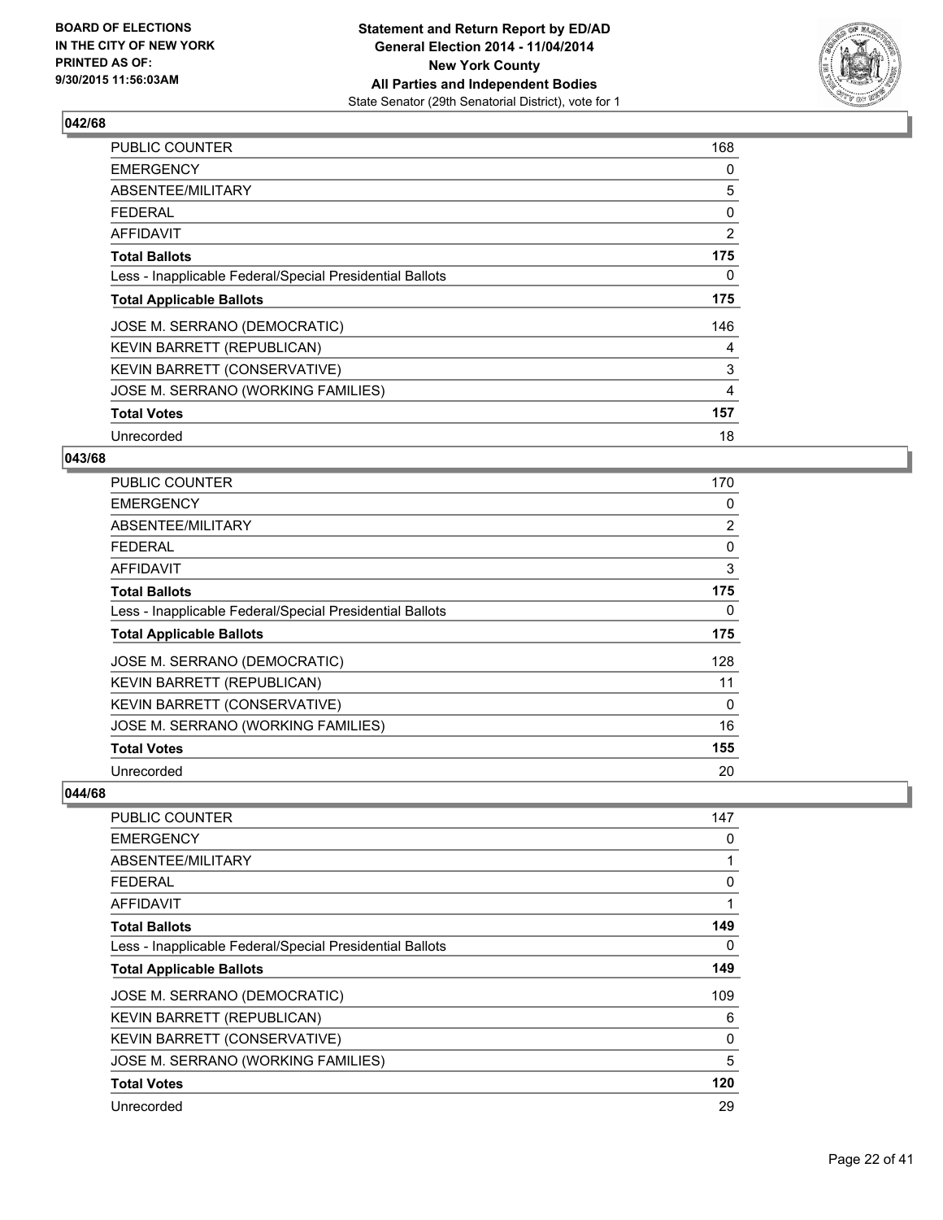### 042/68

| | |
|---|---|
| PUBLIC COUNTER | 168 |
| EMERGENCY | 0 |
| ABSENTEE/MILITARY | 5 |
| FEDERAL | 0 |
| AFFIDAVIT | 2 |
| **Total Ballots** | **175** |
| Less - Inapplicable Federal/Special Presidential Ballots | 0 |
| **Total Applicable Ballots** | **175** |
| JOSE M. SERRANO (DEMOCRATIC) | 146 |
| KEVIN BARRETT (REPUBLICAN) | 4 |
| KEVIN BARRETT (CONSERVATIVE) | 3 |
| JOSE M. SERRANO (WORKING FAMILIES) | 4 |
| **Total Votes** | **157** |
| Unrecorded | 18 |

### 043/68

| | |
|---|---|
| PUBLIC COUNTER | 170 |
| EMERGENCY | 0 |
| ABSENTEE/MILITARY | 2 |
| FEDERAL | 0 |
| AFFIDAVIT | 3 |
| **Total Ballots** | **175** |
| Less - Inapplicable Federal/Special Presidential Ballots | 0 |
| **Total Applicable Ballots** | **175** |
| JOSE M. SERRANO (DEMOCRATIC) | 128 |
| KEVIN BARRETT (REPUBLICAN) | 11 |
| KEVIN BARRETT (CONSERVATIVE) | 0 |
| JOSE M. SERRANO (WORKING FAMILIES) | 16 |
| **Total Votes** | **155** |
| Unrecorded | 20 |

### 044/68

| | |
|---|---|
| PUBLIC COUNTER | 147 |
| EMERGENCY | 0 |
| ABSENTEE/MILITARY | 1 |
| FEDERAL | 0 |
| AFFIDAVIT | 1 |
| **Total Ballots** | **149** |
| Less - Inapplicable Federal/Special Presidential Ballots | 0 |
| **Total Applicable Ballots** | **149** |
| JOSE M. SERRANO (DEMOCRATIC) | 109 |
| KEVIN BARRETT (REPUBLICAN) | 6 |
| KEVIN BARRETT (CONSERVATIVE) | 0 |
| JOSE M. SERRANO (WORKING FAMILIES) | 5 |
| **Total Votes** | **120** |
| Unrecorded | 29 |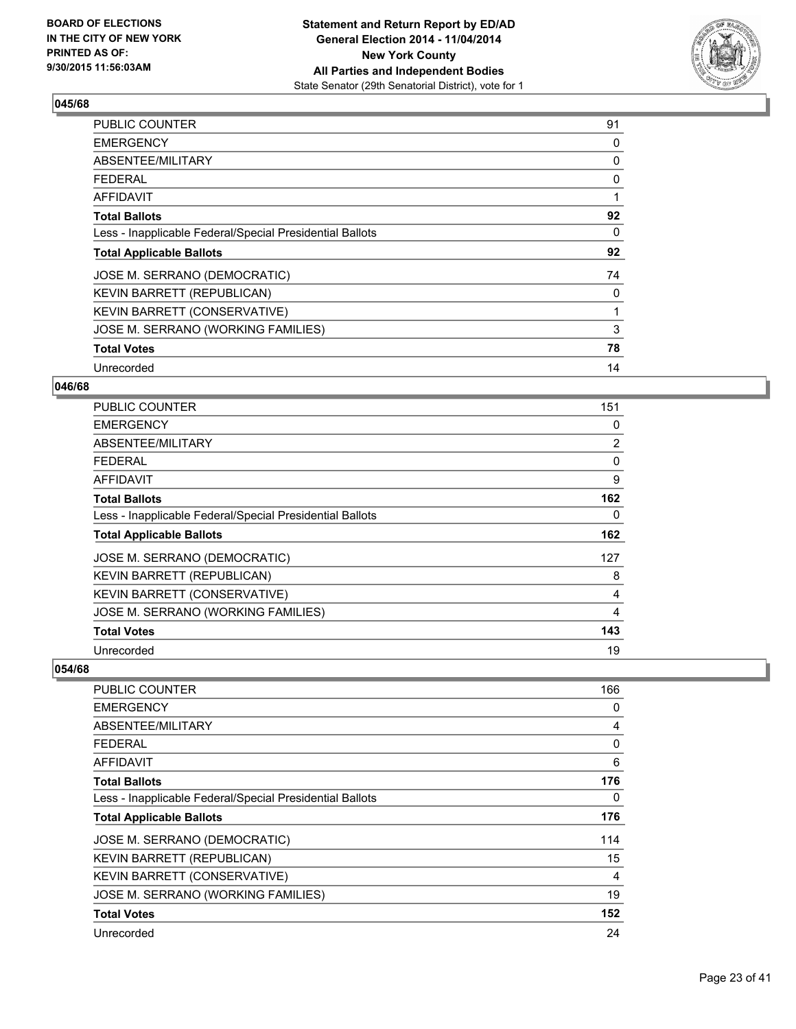## 045/68

| | |
|---|---|
| PUBLIC COUNTER | 91 |
| EMERGENCY | 0 |
| ABSENTEE/MILITARY | 0 |
| FEDERAL | 0 |
| AFFIDAVIT | 1 |
| **Total Ballots** | **92** |
| Less - Inapplicable Federal/Special Presidential Ballots | 0 |
| **Total Applicable Ballots** | **92** |
| JOSE M. SERRANO (DEMOCRATIC) | 74 |
| KEVIN BARRETT (REPUBLICAN) | 0 |
| KEVIN BARRETT (CONSERVATIVE) | 1 |
| JOSE M. SERRANO (WORKING FAMILIES) | 3 |
| **Total Votes** | **78** |
| Unrecorded | 14 |

## 046/68

| | |
|---|---|
| PUBLIC COUNTER | 151 |
| EMERGENCY | 0 |
| ABSENTEE/MILITARY | 2 |
| FEDERAL | 0 |
| AFFIDAVIT | 9 |
| **Total Ballots** | **162** |
| Less - Inapplicable Federal/Special Presidential Ballots | 0 |
| **Total Applicable Ballots** | **162** |
| JOSE M. SERRANO (DEMOCRATIC) | 127 |
| KEVIN BARRETT (REPUBLICAN) | 8 |
| KEVIN BARRETT (CONSERVATIVE) | 4 |
| JOSE M. SERRANO (WORKING FAMILIES) | 4 |
| **Total Votes** | **143** |
| Unrecorded | 19 |

## 054/68

| | |
|---|---|
| PUBLIC COUNTER | 166 |
| EMERGENCY | 0 |
| ABSENTEE/MILITARY | 4 |
| FEDERAL | 0 |
| AFFIDAVIT | 6 |
| **Total Ballots** | **176** |
| Less - Inapplicable Federal/Special Presidential Ballots | 0 |
| **Total Applicable Ballots** | **176** |
| JOSE M. SERRANO (DEMOCRATIC) | 114 |
| KEVIN BARRETT (REPUBLICAN) | 15 |
| KEVIN BARRETT (CONSERVATIVE) | 4 |
| JOSE M. SERRANO (WORKING FAMILIES) | 19 |
| **Total Votes** | **152** |
| Unrecorded | 24 |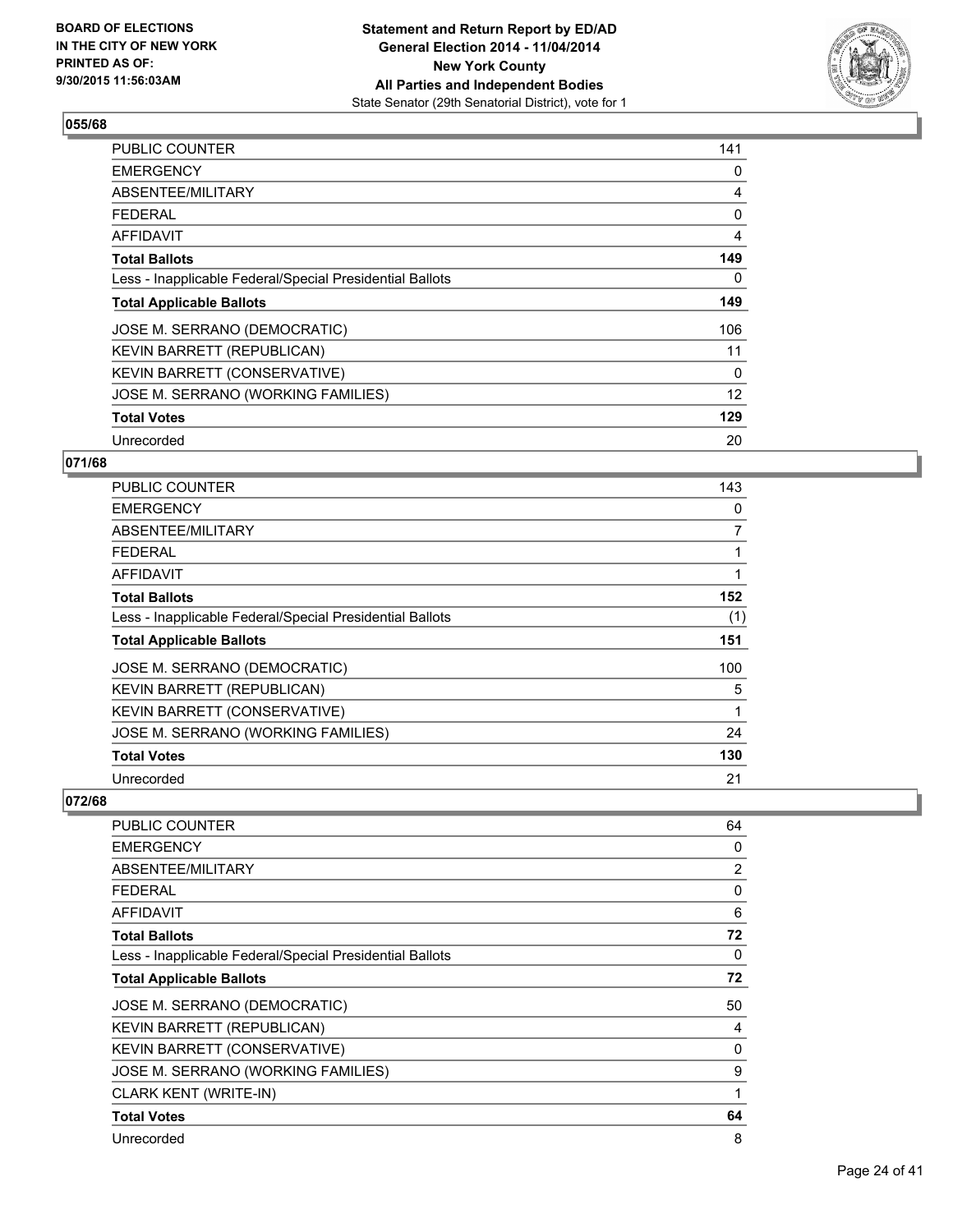### 055/68

| | |
|---|---|
| PUBLIC COUNTER | 141 |
| EMERGENCY | 0 |
| ABSENTEE/MILITARY | 4 |
| FEDERAL | 0 |
| AFFIDAVIT | 4 |
| **Total Ballots** | **149** |
| Less - Inapplicable Federal/Special Presidential Ballots | 0 |
| **Total Applicable Ballots** | **149** |
| JOSE M. SERRANO (DEMOCRATIC) | 106 |
| KEVIN BARRETT (REPUBLICAN) | 11 |
| KEVIN BARRETT (CONSERVATIVE) | 0 |
| JOSE M. SERRANO (WORKING FAMILIES) | 12 |
| **Total Votes** | **129** |
| Unrecorded | 20 |

### 071/68

| | |
|---|---|
| PUBLIC COUNTER | 143 |
| EMERGENCY | 0 |
| ABSENTEE/MILITARY | 7 |
| FEDERAL | 1 |
| AFFIDAVIT | 1 |
| **Total Ballots** | **152** |
| Less - Inapplicable Federal/Special Presidential Ballots | (1) |
| **Total Applicable Ballots** | **151** |
| JOSE M. SERRANO (DEMOCRATIC) | 100 |
| KEVIN BARRETT (REPUBLICAN) | 5 |
| KEVIN BARRETT (CONSERVATIVE) | 1 |
| JOSE M. SERRANO (WORKING FAMILIES) | 24 |
| **Total Votes** | **130** |
| Unrecorded | 21 |

### 072/68

| | |
|---|---|
| PUBLIC COUNTER | 64 |
| EMERGENCY | 0 |
| ABSENTEE/MILITARY | 2 |
| FEDERAL | 0 |
| AFFIDAVIT | 6 |
| **Total Ballots** | **72** |
| Less - Inapplicable Federal/Special Presidential Ballots | 0 |
| **Total Applicable Ballots** | **72** |
| JOSE M. SERRANO (DEMOCRATIC) | 50 |
| KEVIN BARRETT (REPUBLICAN) | 4 |
| KEVIN BARRETT (CONSERVATIVE) | 0 |
| JOSE M. SERRANO (WORKING FAMILIES) | 9 |
| CLARK KENT (WRITE-IN) | 1 |
| **Total Votes** | **64** |
| Unrecorded | 8 |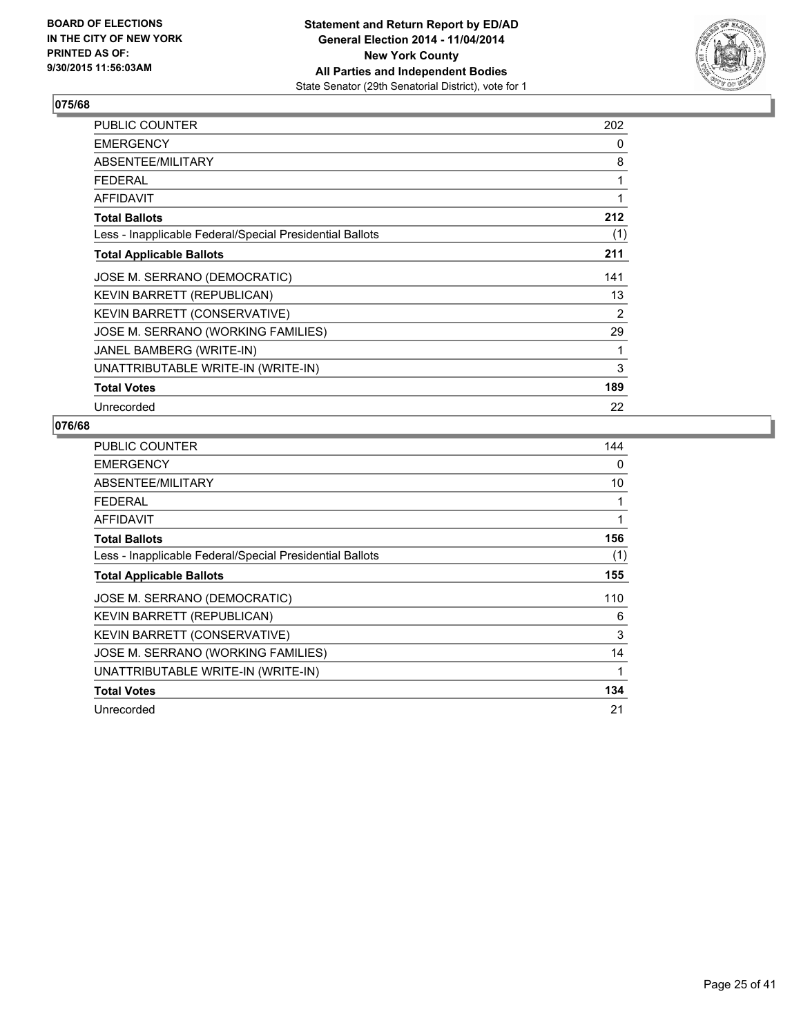**BOARD OF ELECTIONS IN THE CITY OF NEW YORK PRINTED AS OF: 9/30/2015 11:56:03AM**

**Statement and Return Report by ED/AD**
**General Election 2014 - 11/04/2014**
**New York County**
**All Parties and Independent Bodies**
State Senator (29th Senatorial District), vote for 1

### 075/68

| | |
|---|---|
| PUBLIC COUNTER | 202 |
| EMERGENCY | 0 |
| ABSENTEE/MILITARY | 8 |
| FEDERAL | 1 |
| AFFIDAVIT | 1 |
| **Total Ballots** | **212** |
| Less - Inapplicable Federal/Special Presidential Ballots | (1) |
| **Total Applicable Ballots** | **211** |
| JOSE M. SERRANO (DEMOCRATIC) | 141 |
| KEVIN BARRETT (REPUBLICAN) | 13 |
| KEVIN BARRETT (CONSERVATIVE) | 2 |
| JOSE M. SERRANO (WORKING FAMILIES) | 29 |
| JANEL BAMBERG (WRITE-IN) | 1 |
| UNATTRIBUTABLE WRITE-IN (WRITE-IN) | 3 |
| **Total Votes** | **189** |
| Unrecorded | 22 |

### 076/68

| | |
|---|---|
| PUBLIC COUNTER | 144 |
| EMERGENCY | 0 |
| ABSENTEE/MILITARY | 10 |
| FEDERAL | 1 |
| AFFIDAVIT | 1 |
| **Total Ballots** | **156** |
| Less - Inapplicable Federal/Special Presidential Ballots | (1) |
| **Total Applicable Ballots** | **155** |
| JOSE M. SERRANO (DEMOCRATIC) | 110 |
| KEVIN BARRETT (REPUBLICAN) | 6 |
| KEVIN BARRETT (CONSERVATIVE) | 3 |
| JOSE M. SERRANO (WORKING FAMILIES) | 14 |
| UNATTRIBUTABLE WRITE-IN (WRITE-IN) | 1 |
| **Total Votes** | **134** |
| Unrecorded | 21 |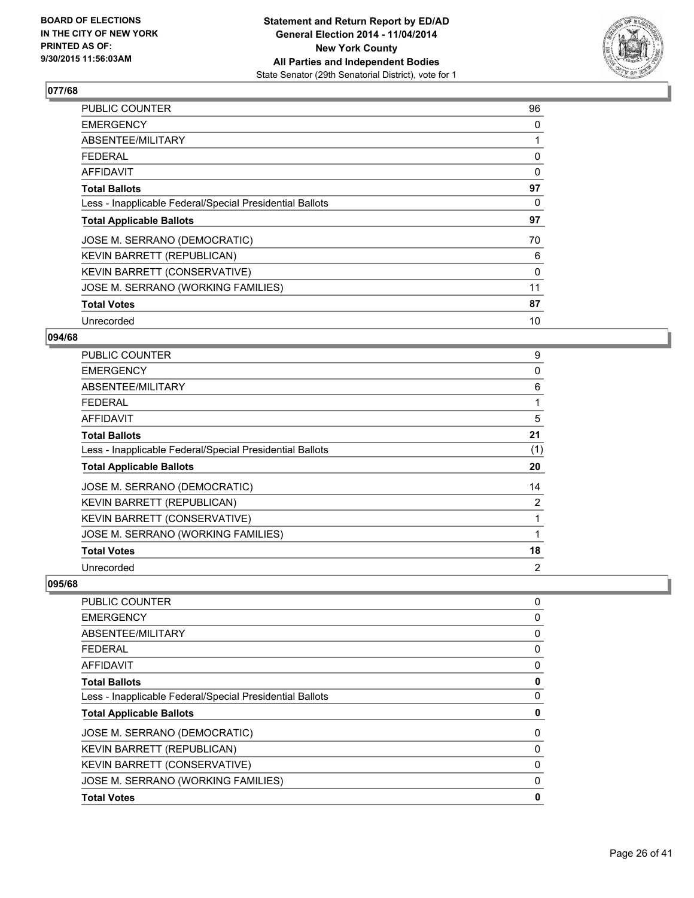**077/68**

| | |
|---|---|
| PUBLIC COUNTER | 96 |
| EMERGENCY | 0 |
| ABSENTEE/MILITARY | 1 |
| FEDERAL | 0 |
| AFFIDAVIT | 0 |
| **Total Ballots** | **97** |
| Less - Inapplicable Federal/Special Presidential Ballots | 0 |
| **Total Applicable Ballots** | **97** |
| JOSE M. SERRANO (DEMOCRATIC) | 70 |
| KEVIN BARRETT (REPUBLICAN) | 6 |
| KEVIN BARRETT (CONSERVATIVE) | 0 |
| JOSE M. SERRANO (WORKING FAMILIES) | 11 |
| **Total Votes** | **87** |
| Unrecorded | 10 |

**094/68**

| | |
|---|---|
| PUBLIC COUNTER | 9 |
| EMERGENCY | 0 |
| ABSENTEE/MILITARY | 6 |
| FEDERAL | 1 |
| AFFIDAVIT | 5 |
| **Total Ballots** | **21** |
| Less - Inapplicable Federal/Special Presidential Ballots | (1) |
| **Total Applicable Ballots** | **20** |
| JOSE M. SERRANO (DEMOCRATIC) | 14 |
| KEVIN BARRETT (REPUBLICAN) | 2 |
| KEVIN BARRETT (CONSERVATIVE) | 1 |
| JOSE M. SERRANO (WORKING FAMILIES) | 1 |
| **Total Votes** | **18** |
| Unrecorded | 2 |

**095/68**

| | |
|---|---|
| PUBLIC COUNTER | 0 |
| EMERGENCY | 0 |
| ABSENTEE/MILITARY | 0 |
| FEDERAL | 0 |
| AFFIDAVIT | 0 |
| **Total Ballots** | **0** |
| Less - Inapplicable Federal/Special Presidential Ballots | 0 |
| **Total Applicable Ballots** | **0** |
| JOSE M. SERRANO (DEMOCRATIC) | 0 |
| KEVIN BARRETT (REPUBLICAN) | 0 |
| KEVIN BARRETT (CONSERVATIVE) | 0 |
| JOSE M. SERRANO (WORKING FAMILIES) | 0 |
| **Total Votes** | **0** |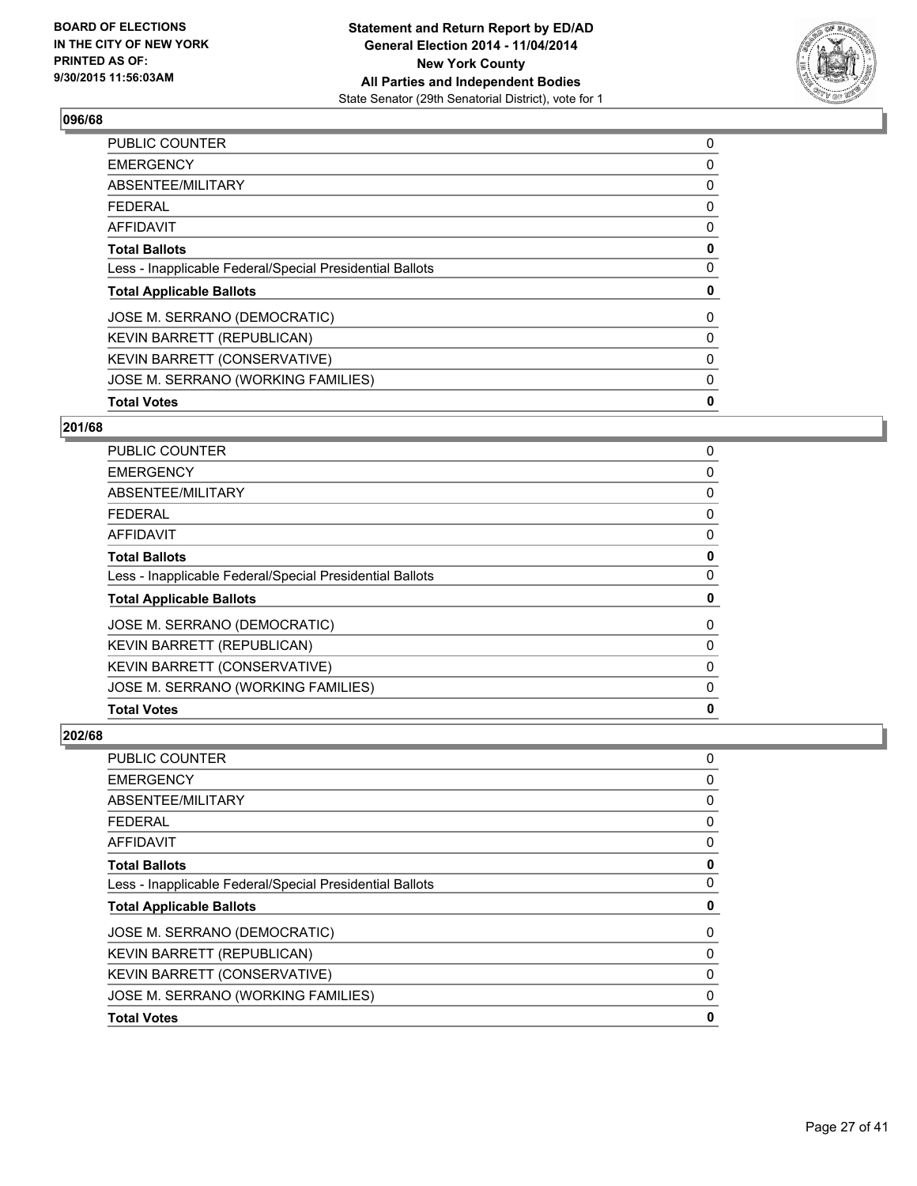## 096/68

| | |
|---|---|
| PUBLIC COUNTER | 0 |
| EMERGENCY | 0 |
| ABSENTEE/MILITARY | 0 |
| FEDERAL | 0 |
| AFFIDAVIT | 0 |
| **Total Ballots** | **0** |
| Less - Inapplicable Federal/Special Presidential Ballots | 0 |
| **Total Applicable Ballots** | **0** |
| JOSE M. SERRANO (DEMOCRATIC) | 0 |
| KEVIN BARRETT (REPUBLICAN) | 0 |
| KEVIN BARRETT (CONSERVATIVE) | 0 |
| JOSE M. SERRANO (WORKING FAMILIES) | 0 |
| **Total Votes** | **0** |

## 201/68

| | |
|---|---|
| PUBLIC COUNTER | 0 |
| EMERGENCY | 0 |
| ABSENTEE/MILITARY | 0 |
| FEDERAL | 0 |
| AFFIDAVIT | 0 |
| **Total Ballots** | **0** |
| Less - Inapplicable Federal/Special Presidential Ballots | 0 |
| **Total Applicable Ballots** | **0** |
| JOSE M. SERRANO (DEMOCRATIC) | 0 |
| KEVIN BARRETT (REPUBLICAN) | 0 |
| KEVIN BARRETT (CONSERVATIVE) | 0 |
| JOSE M. SERRANO (WORKING FAMILIES) | 0 |
| **Total Votes** | **0** |

## 202/68

| | |
|---|---|
| PUBLIC COUNTER | 0 |
| EMERGENCY | 0 |
| ABSENTEE/MILITARY | 0 |
| FEDERAL | 0 |
| AFFIDAVIT | 0 |
| **Total Ballots** | **0** |
| Less - Inapplicable Federal/Special Presidential Ballots | 0 |
| **Total Applicable Ballots** | **0** |
| JOSE M. SERRANO (DEMOCRATIC) | 0 |
| KEVIN BARRETT (REPUBLICAN) | 0 |
| KEVIN BARRETT (CONSERVATIVE) | 0 |
| JOSE M. SERRANO (WORKING FAMILIES) | 0 |
| **Total Votes** | **0** |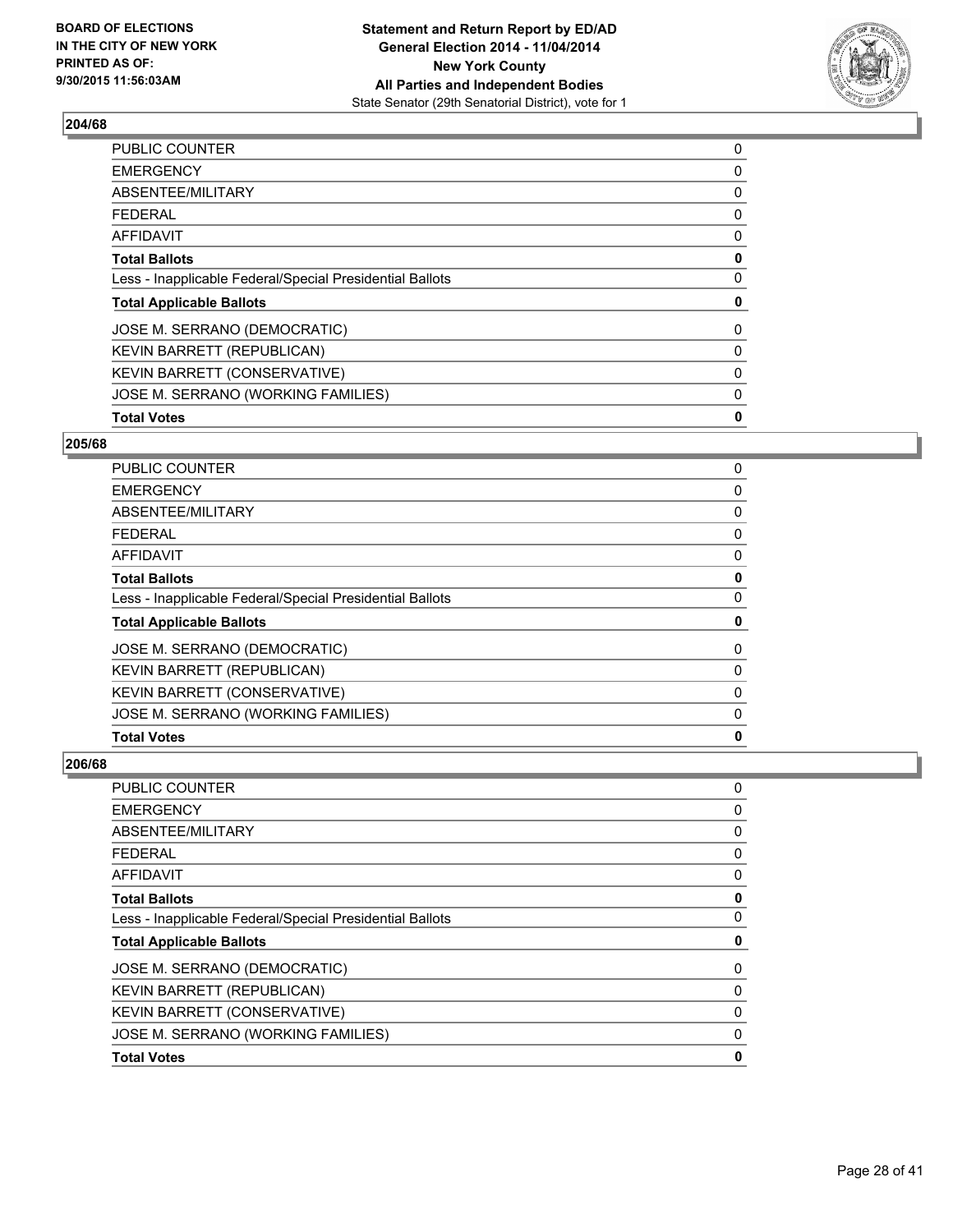### 204/68

| | |
|---|---|
| PUBLIC COUNTER | 0 |
| EMERGENCY | 0 |
| ABSENTEE/MILITARY | 0 |
| FEDERAL | 0 |
| AFFIDAVIT | 0 |
| **Total Ballots** | **0** |
| Less - Inapplicable Federal/Special Presidential Ballots | 0 |
| **Total Applicable Ballots** | **0** |
| JOSE M. SERRANO (DEMOCRATIC) | 0 |
| KEVIN BARRETT (REPUBLICAN) | 0 |
| KEVIN BARRETT (CONSERVATIVE) | 0 |
| JOSE M. SERRANO (WORKING FAMILIES) | 0 |
| **Total Votes** | **0** |

### 205/68

| | |
|---|---|
| PUBLIC COUNTER | 0 |
| EMERGENCY | 0 |
| ABSENTEE/MILITARY | 0 |
| FEDERAL | 0 |
| AFFIDAVIT | 0 |
| **Total Ballots** | **0** |
| Less - Inapplicable Federal/Special Presidential Ballots | 0 |
| **Total Applicable Ballots** | **0** |
| JOSE M. SERRANO (DEMOCRATIC) | 0 |
| KEVIN BARRETT (REPUBLICAN) | 0 |
| KEVIN BARRETT (CONSERVATIVE) | 0 |
| JOSE M. SERRANO (WORKING FAMILIES) | 0 |
| **Total Votes** | **0** |

### 206/68

| | |
|---|---|
| PUBLIC COUNTER | 0 |
| EMERGENCY | 0 |
| ABSENTEE/MILITARY | 0 |
| FEDERAL | 0 |
| AFFIDAVIT | 0 |
| **Total Ballots** | **0** |
| Less - Inapplicable Federal/Special Presidential Ballots | 0 |
| **Total Applicable Ballots** | **0** |
| JOSE M. SERRANO (DEMOCRATIC) | 0 |
| KEVIN BARRETT (REPUBLICAN) | 0 |
| KEVIN BARRETT (CONSERVATIVE) | 0 |
| JOSE M. SERRANO (WORKING FAMILIES) | 0 |
| **Total Votes** | **0** |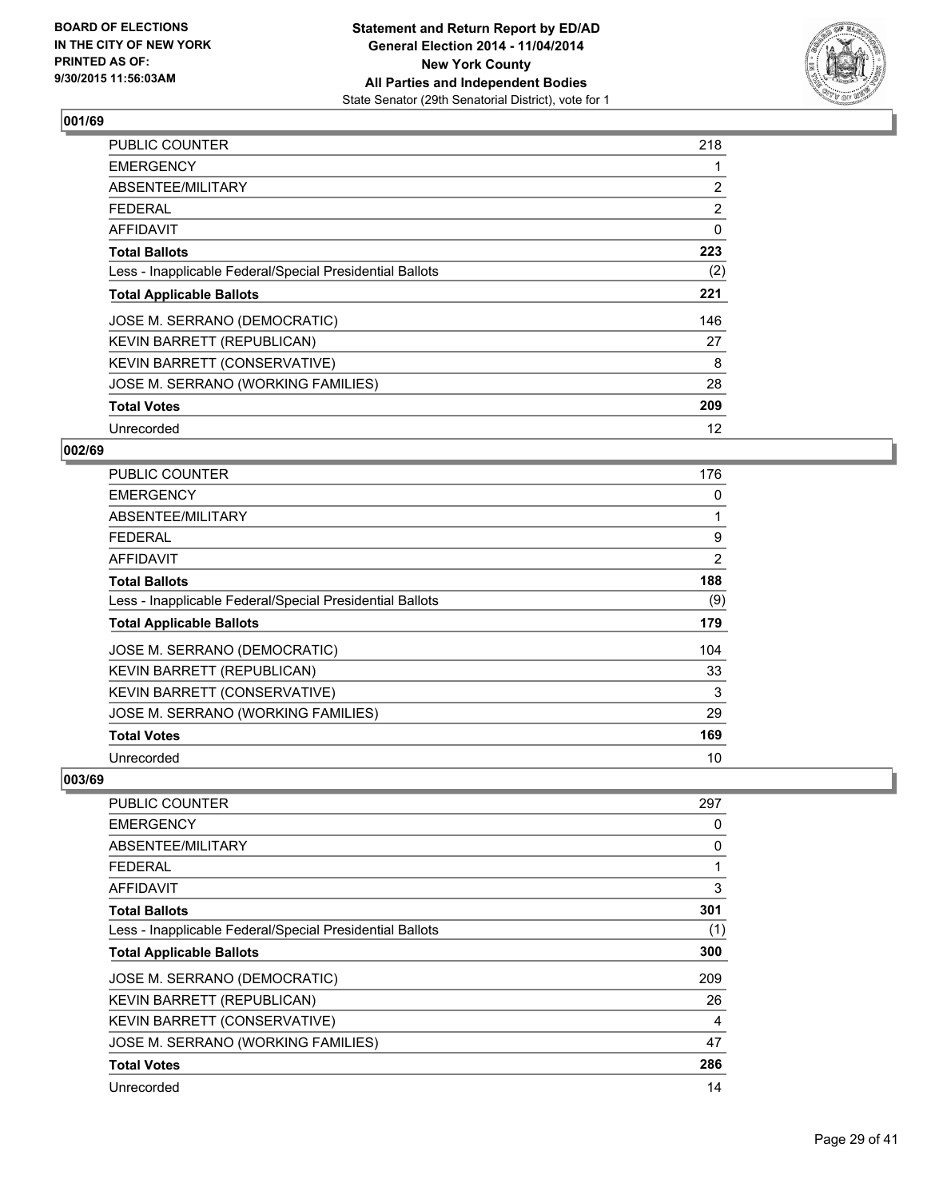**BOARD OF ELECTIONS IN THE CITY OF NEW YORK PRINTED AS OF: 9/30/2015 11:56:03AM**

**Statement and Return Report by ED/AD General Election 2014 - 11/04/2014 New York County All Parties and Independent Bodies**
State Senator (29th Senatorial District), vote for 1

### 001/69

| | |
|---|---|
| PUBLIC COUNTER | 218 |
| EMERGENCY | 1 |
| ABSENTEE/MILITARY | 2 |
| FEDERAL | 2 |
| AFFIDAVIT | 0 |
| **Total Ballots** | **223** |
| Less - Inapplicable Federal/Special Presidential Ballots | (2) |
| **Total Applicable Ballots** | **221** |
| JOSE M. SERRANO (DEMOCRATIC) | 146 |
| KEVIN BARRETT (REPUBLICAN) | 27 |
| KEVIN BARRETT (CONSERVATIVE) | 8 |
| JOSE M. SERRANO (WORKING FAMILIES) | 28 |
| **Total Votes** | **209** |
| Unrecorded | 12 |

### 002/69

| | |
|---|---|
| PUBLIC COUNTER | 176 |
| EMERGENCY | 0 |
| ABSENTEE/MILITARY | 1 |
| FEDERAL | 9 |
| AFFIDAVIT | 2 |
| **Total Ballots** | **188** |
| Less - Inapplicable Federal/Special Presidential Ballots | (9) |
| **Total Applicable Ballots** | **179** |
| JOSE M. SERRANO (DEMOCRATIC) | 104 |
| KEVIN BARRETT (REPUBLICAN) | 33 |
| KEVIN BARRETT (CONSERVATIVE) | 3 |
| JOSE M. SERRANO (WORKING FAMILIES) | 29 |
| **Total Votes** | **169** |
| Unrecorded | 10 |

### 003/69

| | |
|---|---|
| PUBLIC COUNTER | 297 |
| EMERGENCY | 0 |
| ABSENTEE/MILITARY | 0 |
| FEDERAL | 1 |
| AFFIDAVIT | 3 |
| **Total Ballots** | **301** |
| Less - Inapplicable Federal/Special Presidential Ballots | (1) |
| **Total Applicable Ballots** | **300** |
| JOSE M. SERRANO (DEMOCRATIC) | 209 |
| KEVIN BARRETT (REPUBLICAN) | 26 |
| KEVIN BARRETT (CONSERVATIVE) | 4 |
| JOSE M. SERRANO (WORKING FAMILIES) | 47 |
| **Total Votes** | **286** |
| Unrecorded | 14 |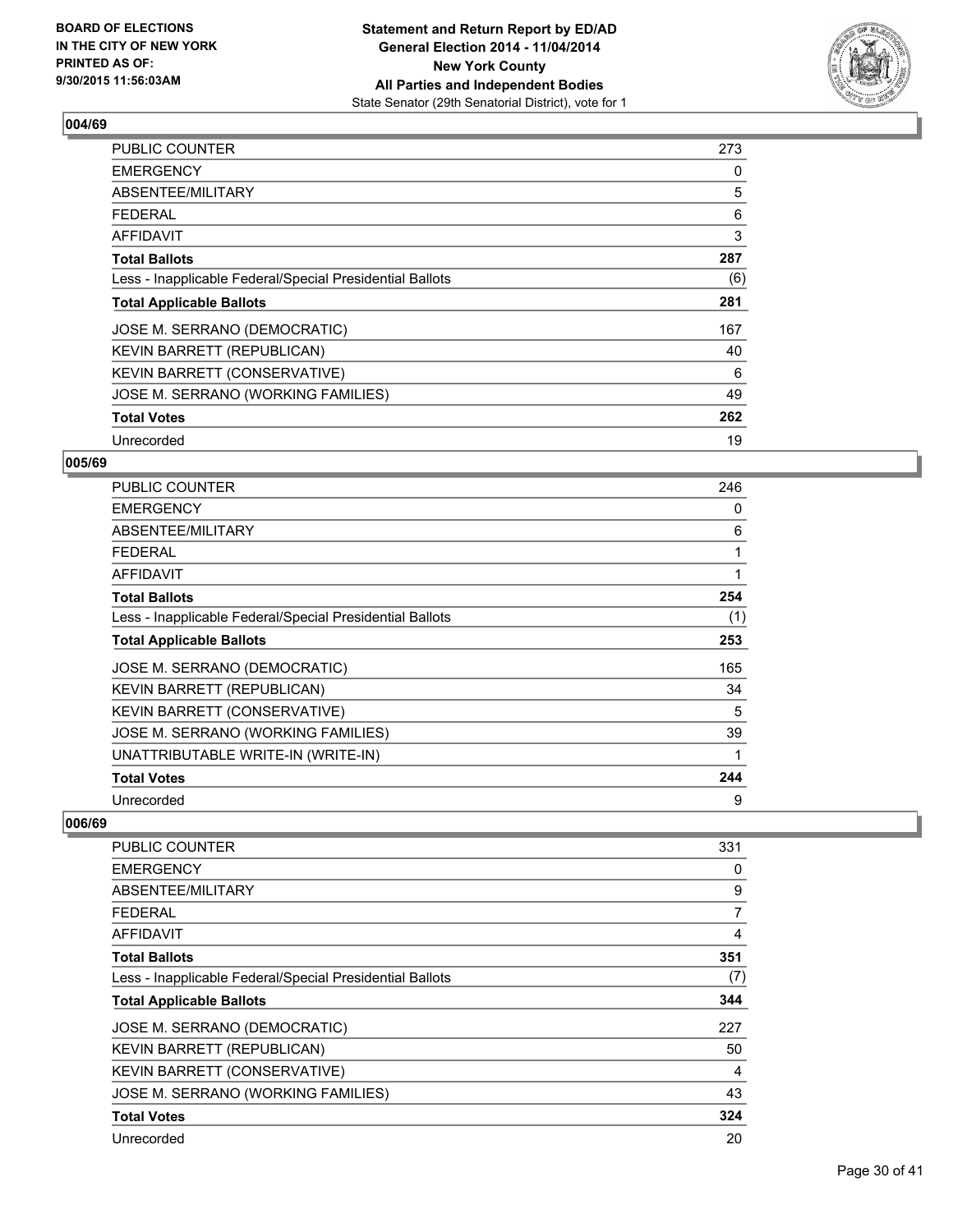**BOARD OF ELECTIONS IN THE CITY OF NEW YORK PRINTED AS OF: 9/30/2015 11:56:03AM**

**Statement and Return Report by ED/AD General Election 2014 - 11/04/2014 New York County All Parties and Independent Bodies**
State Senator (29th Senatorial District), vote for 1

## 004/69

| | |
|---|---|
| PUBLIC COUNTER | 273 |
| EMERGENCY | 0 |
| ABSENTEE/MILITARY | 5 |
| FEDERAL | 6 |
| AFFIDAVIT | 3 |
| **Total Ballots** | **287** |
| Less - Inapplicable Federal/Special Presidential Ballots | (6) |
| **Total Applicable Ballots** | **281** |
| JOSE M. SERRANO (DEMOCRATIC) | 167 |
| KEVIN BARRETT (REPUBLICAN) | 40 |
| KEVIN BARRETT (CONSERVATIVE) | 6 |
| JOSE M. SERRANO (WORKING FAMILIES) | 49 |
| **Total Votes** | **262** |
| Unrecorded | 19 |

## 005/69

| | |
|---|---|
| PUBLIC COUNTER | 246 |
| EMERGENCY | 0 |
| ABSENTEE/MILITARY | 6 |
| FEDERAL | 1 |
| AFFIDAVIT | 1 |
| **Total Ballots** | **254** |
| Less - Inapplicable Federal/Special Presidential Ballots | (1) |
| **Total Applicable Ballots** | **253** |
| JOSE M. SERRANO (DEMOCRATIC) | 165 |
| KEVIN BARRETT (REPUBLICAN) | 34 |
| KEVIN BARRETT (CONSERVATIVE) | 5 |
| JOSE M. SERRANO (WORKING FAMILIES) | 39 |
| UNATTRIBUTABLE WRITE-IN (WRITE-IN) | 1 |
| **Total Votes** | **244** |
| Unrecorded | 9 |

## 006/69

| | |
|---|---|
| PUBLIC COUNTER | 331 |
| EMERGENCY | 0 |
| ABSENTEE/MILITARY | 9 |
| FEDERAL | 7 |
| AFFIDAVIT | 4 |
| **Total Ballots** | **351** |
| Less - Inapplicable Federal/Special Presidential Ballots | (7) |
| **Total Applicable Ballots** | **344** |
| JOSE M. SERRANO (DEMOCRATIC) | 227 |
| KEVIN BARRETT (REPUBLICAN) | 50 |
| KEVIN BARRETT (CONSERVATIVE) | 4 |
| JOSE M. SERRANO (WORKING FAMILIES) | 43 |
| **Total Votes** | **324** |
| Unrecorded | 20 |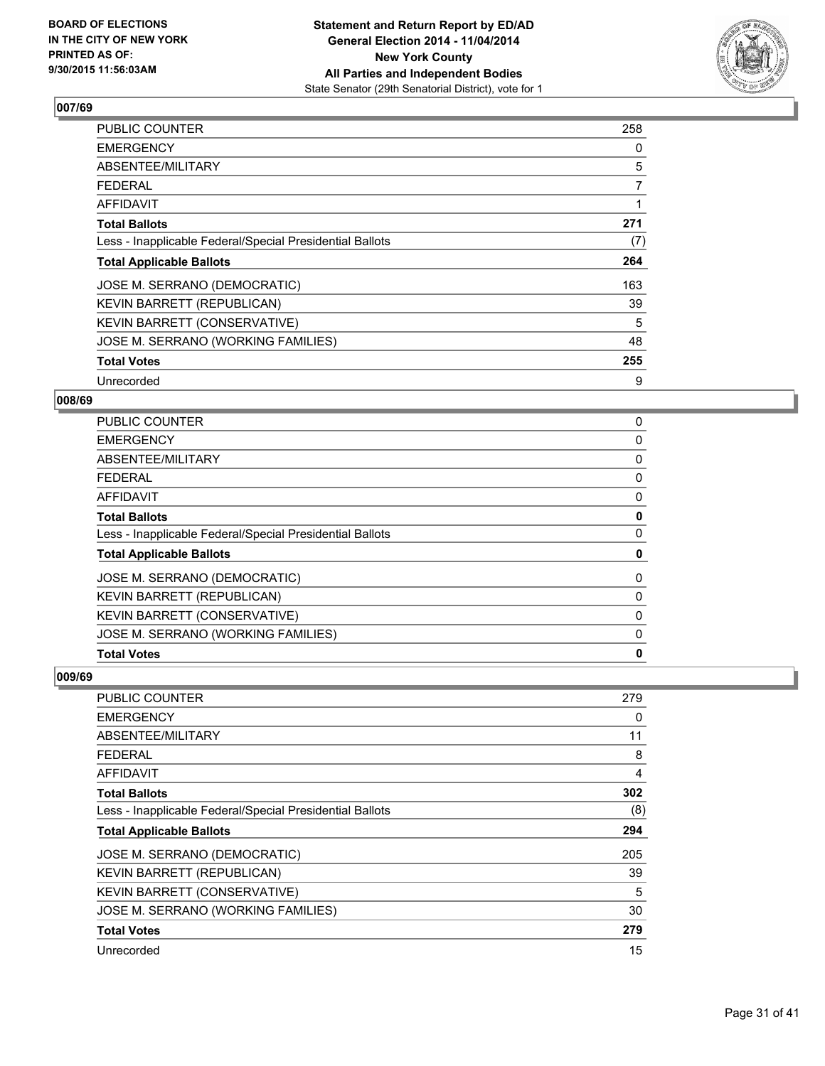## 007/69

| | |
|---|---|
| PUBLIC COUNTER | 258 |
| EMERGENCY | 0 |
| ABSENTEE/MILITARY | 5 |
| FEDERAL | 7 |
| AFFIDAVIT | 1 |
| **Total Ballots** | **271** |
| Less - Inapplicable Federal/Special Presidential Ballots | (7) |
| **Total Applicable Ballots** | **264** |
| JOSE M. SERRANO (DEMOCRATIC) | 163 |
| KEVIN BARRETT (REPUBLICAN) | 39 |
| KEVIN BARRETT (CONSERVATIVE) | 5 |
| JOSE M. SERRANO (WORKING FAMILIES) | 48 |
| **Total Votes** | **255** |
| Unrecorded | 9 |

## 008/69

| | |
|---|---|
| PUBLIC COUNTER | 0 |
| EMERGENCY | 0 |
| ABSENTEE/MILITARY | 0 |
| FEDERAL | 0 |
| AFFIDAVIT | 0 |
| **Total Ballots** | **0** |
| Less - Inapplicable Federal/Special Presidential Ballots | 0 |
| **Total Applicable Ballots** | **0** |
| JOSE M. SERRANO (DEMOCRATIC) | 0 |
| KEVIN BARRETT (REPUBLICAN) | 0 |
| KEVIN BARRETT (CONSERVATIVE) | 0 |
| JOSE M. SERRANO (WORKING FAMILIES) | 0 |
| **Total Votes** | **0** |

## 009/69

| | |
|---|---|
| PUBLIC COUNTER | 279 |
| EMERGENCY | 0 |
| ABSENTEE/MILITARY | 11 |
| FEDERAL | 8 |
| AFFIDAVIT | 4 |
| **Total Ballots** | **302** |
| Less - Inapplicable Federal/Special Presidential Ballots | (8) |
| **Total Applicable Ballots** | **294** |
| JOSE M. SERRANO (DEMOCRATIC) | 205 |
| KEVIN BARRETT (REPUBLICAN) | 39 |
| KEVIN BARRETT (CONSERVATIVE) | 5 |
| JOSE M. SERRANO (WORKING FAMILIES) | 30 |
| **Total Votes** | **279** |
| Unrecorded | 15 |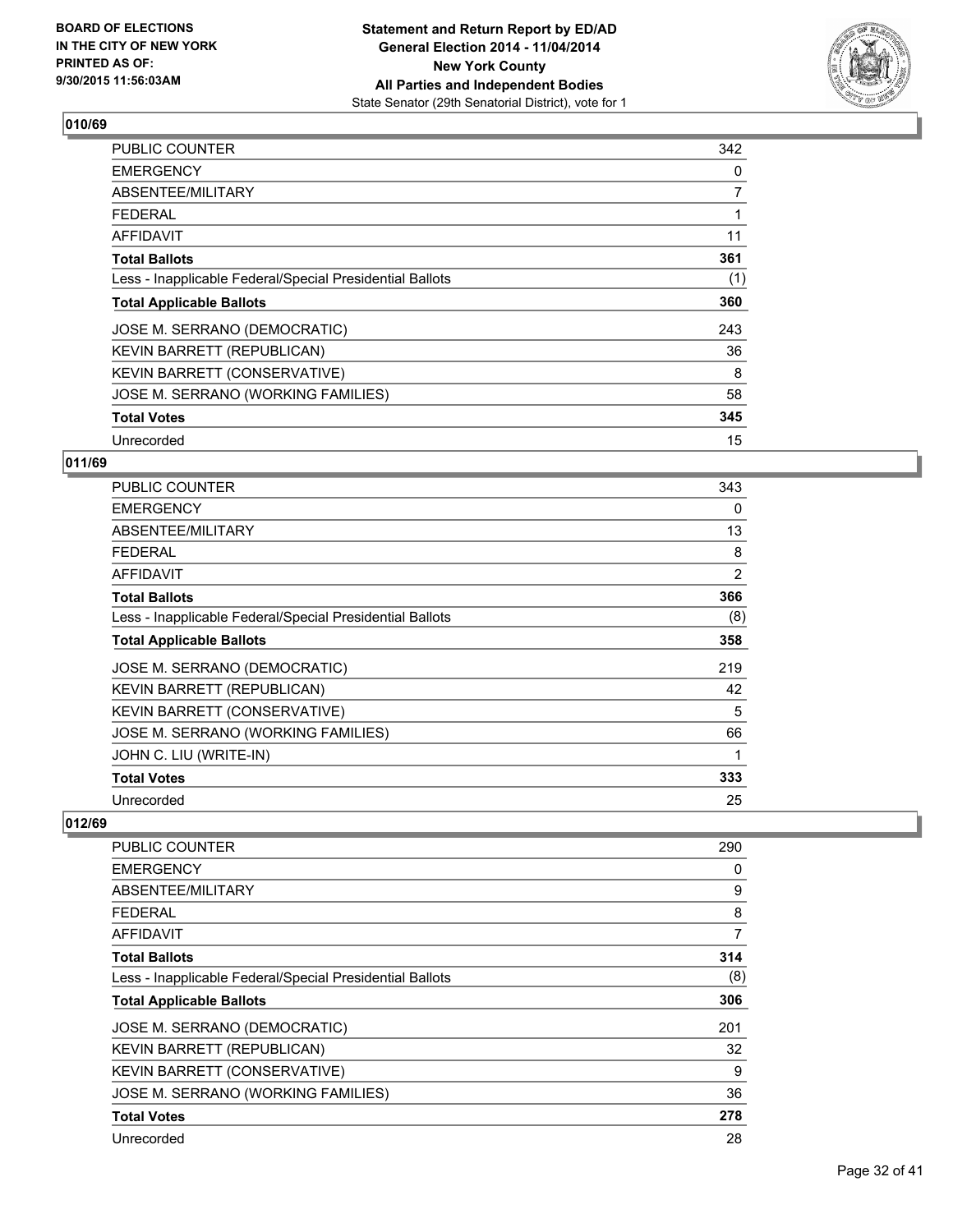BOARD OF ELECTIONS
IN THE CITY OF NEW YORK
PRINTED AS OF:
9/30/2015 11:56:03AM

**Statement and Return Report by ED/AD**
**General Election 2014 - 11/04/2014**
**New York County**
**All Parties and Independent Bodies**
State Senator (29th Senatorial District), vote for 1

## 010/69

| | |
|---|---|
| PUBLIC COUNTER | 342 |
| EMERGENCY | 0 |
| ABSENTEE/MILITARY | 7 |
| FEDERAL | 1 |
| AFFIDAVIT | 11 |
| **Total Ballots** | **361** |
| Less - Inapplicable Federal/Special Presidential Ballots | (1) |
| **Total Applicable Ballots** | **360** |
| JOSE M. SERRANO (DEMOCRATIC) | 243 |
| KEVIN BARRETT (REPUBLICAN) | 36 |
| KEVIN BARRETT (CONSERVATIVE) | 8 |
| JOSE M. SERRANO (WORKING FAMILIES) | 58 |
| **Total Votes** | **345** |
| Unrecorded | 15 |

## 011/69

| | |
|---|---|
| PUBLIC COUNTER | 343 |
| EMERGENCY | 0 |
| ABSENTEE/MILITARY | 13 |
| FEDERAL | 8 |
| AFFIDAVIT | 2 |
| **Total Ballots** | **366** |
| Less - Inapplicable Federal/Special Presidential Ballots | (8) |
| **Total Applicable Ballots** | **358** |
| JOSE M. SERRANO (DEMOCRATIC) | 219 |
| KEVIN BARRETT (REPUBLICAN) | 42 |
| KEVIN BARRETT (CONSERVATIVE) | 5 |
| JOSE M. SERRANO (WORKING FAMILIES) | 66 |
| JOHN C. LIU (WRITE-IN) | 1 |
| **Total Votes** | **333** |
| Unrecorded | 25 |

## 012/69

| | |
|---|---|
| PUBLIC COUNTER | 290 |
| EMERGENCY | 0 |
| ABSENTEE/MILITARY | 9 |
| FEDERAL | 8 |
| AFFIDAVIT | 7 |
| **Total Ballots** | **314** |
| Less - Inapplicable Federal/Special Presidential Ballots | (8) |
| **Total Applicable Ballots** | **306** |
| JOSE M. SERRANO (DEMOCRATIC) | 201 |
| KEVIN BARRETT (REPUBLICAN) | 32 |
| KEVIN BARRETT (CONSERVATIVE) | 9 |
| JOSE M. SERRANO (WORKING FAMILIES) | 36 |
| **Total Votes** | **278** |
| Unrecorded | 28 |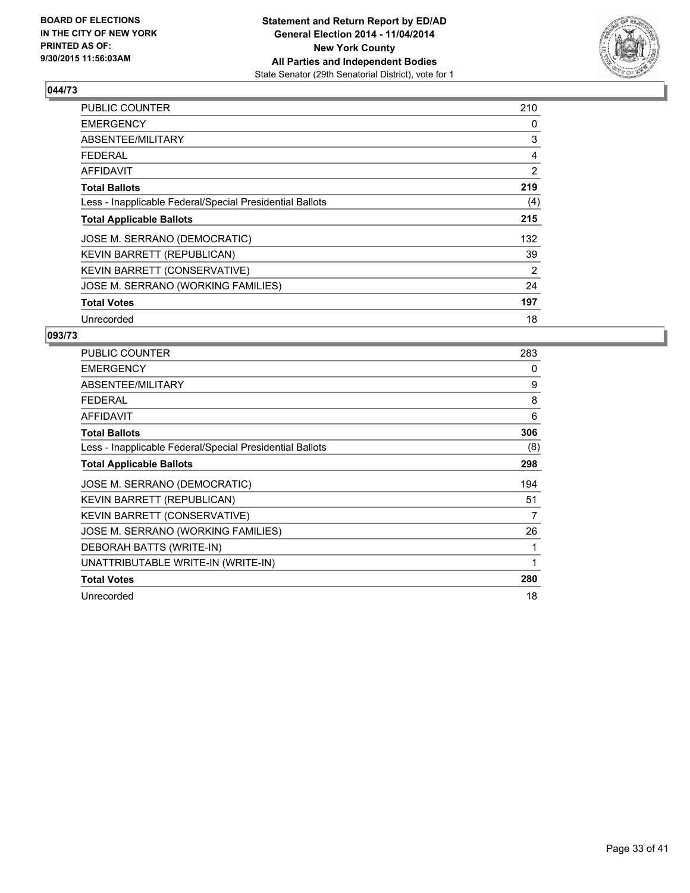BOARD OF ELECTIONS
IN THE CITY OF NEW YORK
PRINTED AS OF:
9/30/2015 11:56:03AM

**Statement and Return Report by ED/AD**
**General Election 2014 - 11/04/2014**
**New York County**
**All Parties and Independent Bodies**
State Senator (29th Senatorial District), vote for 1

### 044/73

| | |
|---|---|
| PUBLIC COUNTER | 210 |
| EMERGENCY | 0 |
| ABSENTEE/MILITARY | 3 |
| FEDERAL | 4 |
| AFFIDAVIT | 2 |
| **Total Ballots** | **219** |
| Less - Inapplicable Federal/Special Presidential Ballots | (4) |
| **Total Applicable Ballots** | **215** |
| JOSE M. SERRANO (DEMOCRATIC) | 132 |
| KEVIN BARRETT (REPUBLICAN) | 39 |
| KEVIN BARRETT (CONSERVATIVE) | 2 |
| JOSE M. SERRANO (WORKING FAMILIES) | 24 |
| **Total Votes** | **197** |
| Unrecorded | 18 |

### 093/73

| | |
|---|---|
| PUBLIC COUNTER | 283 |
| EMERGENCY | 0 |
| ABSENTEE/MILITARY | 9 |
| FEDERAL | 8 |
| AFFIDAVIT | 6 |
| **Total Ballots** | **306** |
| Less - Inapplicable Federal/Special Presidential Ballots | (8) |
| **Total Applicable Ballots** | **298** |
| JOSE M. SERRANO (DEMOCRATIC) | 194 |
| KEVIN BARRETT (REPUBLICAN) | 51 |
| KEVIN BARRETT (CONSERVATIVE) | 7 |
| JOSE M. SERRANO (WORKING FAMILIES) | 26 |
| DEBORAH BATTS (WRITE-IN) | 1 |
| UNATTRIBUTABLE WRITE-IN (WRITE-IN) | 1 |
| **Total Votes** | **280** |
| Unrecorded | 18 |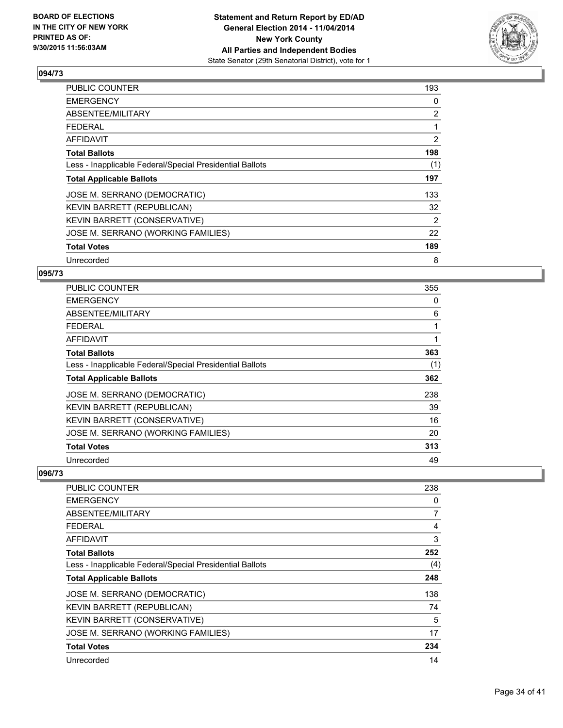BOARD OF ELECTIONS
IN THE CITY OF NEW YORK
PRINTED AS OF:
9/30/2015 11:56:03AM

**Statement and Return Report by ED/AD**
**General Election 2014 - 11/04/2014**
**New York County**
**All Parties and Independent Bodies**
State Senator (29th Senatorial District), vote for 1

### 094/73

| | |
|---|---|
| PUBLIC COUNTER | 193 |
| EMERGENCY | 0 |
| ABSENTEE/MILITARY | 2 |
| FEDERAL | 1 |
| AFFIDAVIT | 2 |
| **Total Ballots** | **198** |
| Less - Inapplicable Federal/Special Presidential Ballots | (1) |
| **Total Applicable Ballots** | **197** |
| JOSE M. SERRANO (DEMOCRATIC) | 133 |
| KEVIN BARRETT (REPUBLICAN) | 32 |
| KEVIN BARRETT (CONSERVATIVE) | 2 |
| JOSE M. SERRANO (WORKING FAMILIES) | 22 |
| **Total Votes** | **189** |
| Unrecorded | 8 |

### 095/73

| | |
|---|---|
| PUBLIC COUNTER | 355 |
| EMERGENCY | 0 |
| ABSENTEE/MILITARY | 6 |
| FEDERAL | 1 |
| AFFIDAVIT | 1 |
| **Total Ballots** | **363** |
| Less - Inapplicable Federal/Special Presidential Ballots | (1) |
| **Total Applicable Ballots** | **362** |
| JOSE M. SERRANO (DEMOCRATIC) | 238 |
| KEVIN BARRETT (REPUBLICAN) | 39 |
| KEVIN BARRETT (CONSERVATIVE) | 16 |
| JOSE M. SERRANO (WORKING FAMILIES) | 20 |
| **Total Votes** | **313** |
| Unrecorded | 49 |

### 096/73

| | |
|---|---|
| PUBLIC COUNTER | 238 |
| EMERGENCY | 0 |
| ABSENTEE/MILITARY | 7 |
| FEDERAL | 4 |
| AFFIDAVIT | 3 |
| **Total Ballots** | **252** |
| Less - Inapplicable Federal/Special Presidential Ballots | (4) |
| **Total Applicable Ballots** | **248** |
| JOSE M. SERRANO (DEMOCRATIC) | 138 |
| KEVIN BARRETT (REPUBLICAN) | 74 |
| KEVIN BARRETT (CONSERVATIVE) | 5 |
| JOSE M. SERRANO (WORKING FAMILIES) | 17 |
| **Total Votes** | **234** |
| Unrecorded | 14 |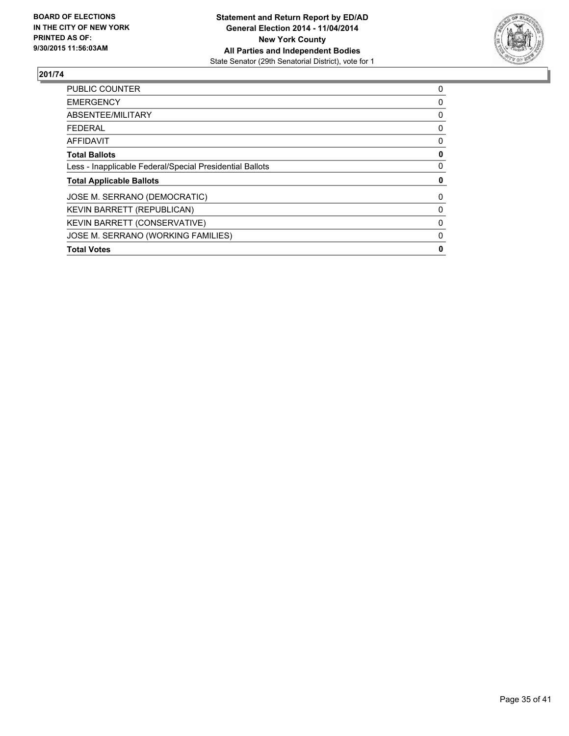**BOARD OF ELECTIONS IN THE CITY OF NEW YORK PRINTED AS OF: 9/30/2015 11:56:03AM**

**Statement and Return Report by ED/AD**
**General Election 2014 - 11/04/2014**
**New York County**
**All Parties and Independent Bodies**
State Senator (29th Senatorial District), vote for 1

## 201/74

| | |
|---|---|
| PUBLIC COUNTER | 0 |
| EMERGENCY | 0 |
| ABSENTEE/MILITARY | 0 |
| FEDERAL | 0 |
| AFFIDAVIT | 0 |
| **Total Ballots** | **0** |
| Less - Inapplicable Federal/Special Presidential Ballots | 0 |
| **Total Applicable Ballots** | **0** |
| JOSE M. SERRANO (DEMOCRATIC) | 0 |
| KEVIN BARRETT (REPUBLICAN) | 0 |
| KEVIN BARRETT (CONSERVATIVE) | 0 |
| JOSE M. SERRANO (WORKING FAMILIES) | 0 |
| **Total Votes** | **0** |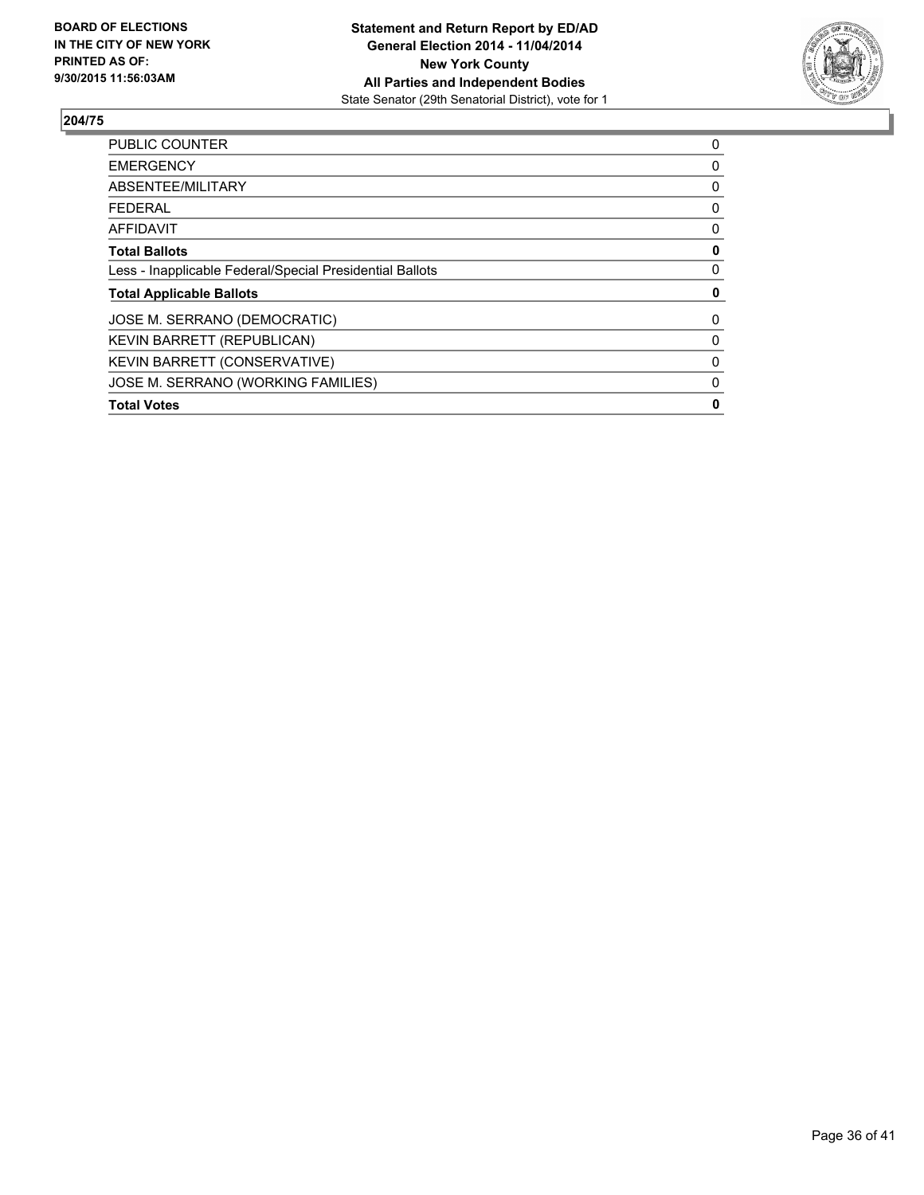BOARD OF ELECTIONS
IN THE CITY OF NEW YORK
PRINTED AS OF:
9/30/2015 11:56:03AM

**Statement and Return Report by ED/AD**
**General Election 2014 - 11/04/2014**
**New York County**
**All Parties and Independent Bodies**
State Senator (29th Senatorial District), vote for 1

## 204/75

| | |
|---|---|
| PUBLIC COUNTER | 0 |
| EMERGENCY | 0 |
| ABSENTEE/MILITARY | 0 |
| FEDERAL | 0 |
| AFFIDAVIT | 0 |
| **Total Ballots** | **0** |
| Less - Inapplicable Federal/Special Presidential Ballots | 0 |
| **Total Applicable Ballots** | **0** |
| JOSE M. SERRANO (DEMOCRATIC) | 0 |
| KEVIN BARRETT (REPUBLICAN) | 0 |
| KEVIN BARRETT (CONSERVATIVE) | 0 |
| JOSE M. SERRANO (WORKING FAMILIES) | 0 |
| **Total Votes** | **0** |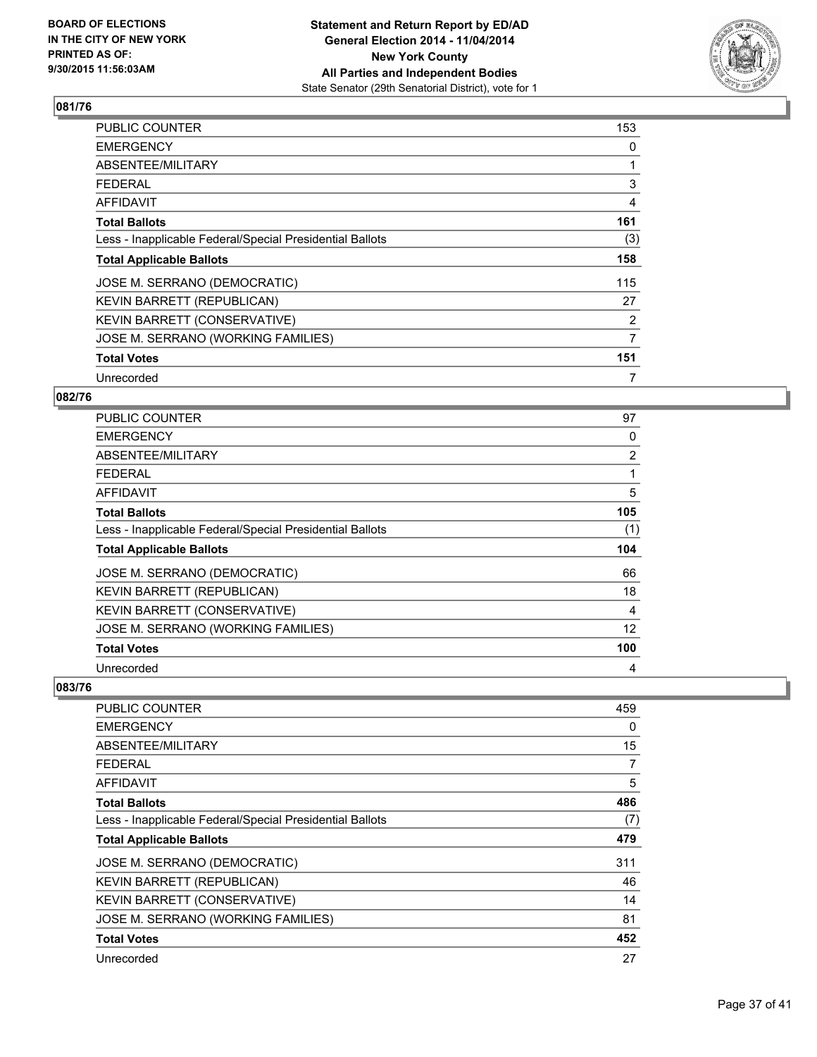### 081/76

| | |
|---|---|
| PUBLIC COUNTER | 153 |
| EMERGENCY | 0 |
| ABSENTEE/MILITARY | 1 |
| FEDERAL | 3 |
| AFFIDAVIT | 4 |
| **Total Ballots** | **161** |
| Less - Inapplicable Federal/Special Presidential Ballots | (3) |
| **Total Applicable Ballots** | **158** |
| JOSE M. SERRANO (DEMOCRATIC) | 115 |
| KEVIN BARRETT (REPUBLICAN) | 27 |
| KEVIN BARRETT (CONSERVATIVE) | 2 |
| JOSE M. SERRANO (WORKING FAMILIES) | 7 |
| **Total Votes** | **151** |
| Unrecorded | 7 |

### 082/76

| | |
|---|---|
| PUBLIC COUNTER | 97 |
| EMERGENCY | 0 |
| ABSENTEE/MILITARY | 2 |
| FEDERAL | 1 |
| AFFIDAVIT | 5 |
| **Total Ballots** | **105** |
| Less - Inapplicable Federal/Special Presidential Ballots | (1) |
| **Total Applicable Ballots** | **104** |
| JOSE M. SERRANO (DEMOCRATIC) | 66 |
| KEVIN BARRETT (REPUBLICAN) | 18 |
| KEVIN BARRETT (CONSERVATIVE) | 4 |
| JOSE M. SERRANO (WORKING FAMILIES) | 12 |
| **Total Votes** | **100** |
| Unrecorded | 4 |

### 083/76

| | |
|---|---|
| PUBLIC COUNTER | 459 |
| EMERGENCY | 0 |
| ABSENTEE/MILITARY | 15 |
| FEDERAL | 7 |
| AFFIDAVIT | 5 |
| **Total Ballots** | **486** |
| Less - Inapplicable Federal/Special Presidential Ballots | (7) |
| **Total Applicable Ballots** | **479** |
| JOSE M. SERRANO (DEMOCRATIC) | 311 |
| KEVIN BARRETT (REPUBLICAN) | 46 |
| KEVIN BARRETT (CONSERVATIVE) | 14 |
| JOSE M. SERRANO (WORKING FAMILIES) | 81 |
| **Total Votes** | **452** |
| Unrecorded | 27 |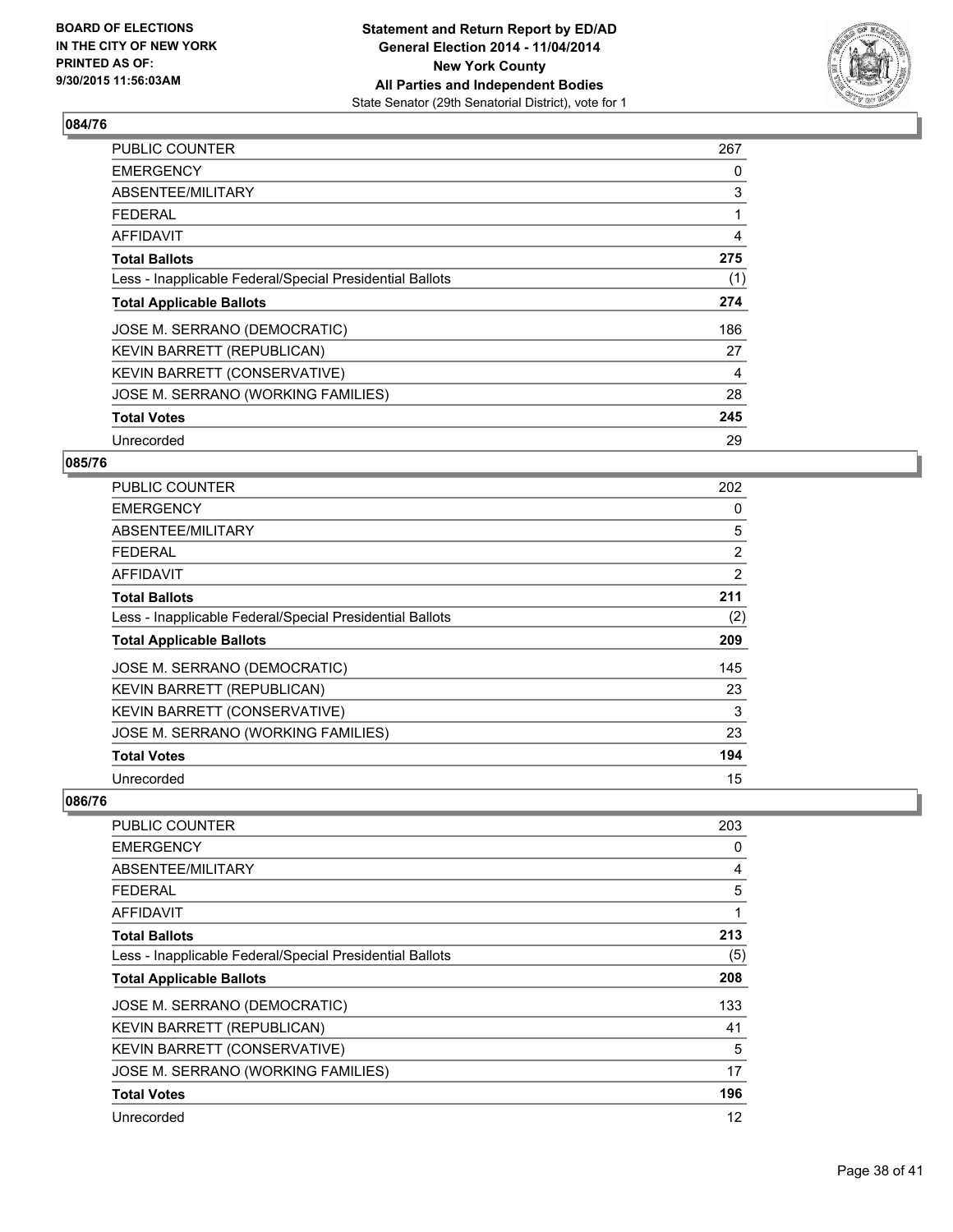## 084/76

| | |
|---|---|
| PUBLIC COUNTER | 267 |
| EMERGENCY | 0 |
| ABSENTEE/MILITARY | 3 |
| FEDERAL | 1 |
| AFFIDAVIT | 4 |
| **Total Ballots** | **275** |
| Less - Inapplicable Federal/Special Presidential Ballots | (1) |
| **Total Applicable Ballots** | **274** |
| JOSE M. SERRANO (DEMOCRATIC) | 186 |
| KEVIN BARRETT (REPUBLICAN) | 27 |
| KEVIN BARRETT (CONSERVATIVE) | 4 |
| JOSE M. SERRANO (WORKING FAMILIES) | 28 |
| **Total Votes** | **245** |
| Unrecorded | 29 |

## 085/76

| | |
|---|---|
| PUBLIC COUNTER | 202 |
| EMERGENCY | 0 |
| ABSENTEE/MILITARY | 5 |
| FEDERAL | 2 |
| AFFIDAVIT | 2 |
| **Total Ballots** | **211** |
| Less - Inapplicable Federal/Special Presidential Ballots | (2) |
| **Total Applicable Ballots** | **209** |
| JOSE M. SERRANO (DEMOCRATIC) | 145 |
| KEVIN BARRETT (REPUBLICAN) | 23 |
| KEVIN BARRETT (CONSERVATIVE) | 3 |
| JOSE M. SERRANO (WORKING FAMILIES) | 23 |
| **Total Votes** | **194** |
| Unrecorded | 15 |

## 086/76

| | |
|---|---|
| PUBLIC COUNTER | 203 |
| EMERGENCY | 0 |
| ABSENTEE/MILITARY | 4 |
| FEDERAL | 5 |
| AFFIDAVIT | 1 |
| **Total Ballots** | **213** |
| Less - Inapplicable Federal/Special Presidential Ballots | (5) |
| **Total Applicable Ballots** | **208** |
| JOSE M. SERRANO (DEMOCRATIC) | 133 |
| KEVIN BARRETT (REPUBLICAN) | 41 |
| KEVIN BARRETT (CONSERVATIVE) | 5 |
| JOSE M. SERRANO (WORKING FAMILIES) | 17 |
| **Total Votes** | **196** |
| Unrecorded | 12 |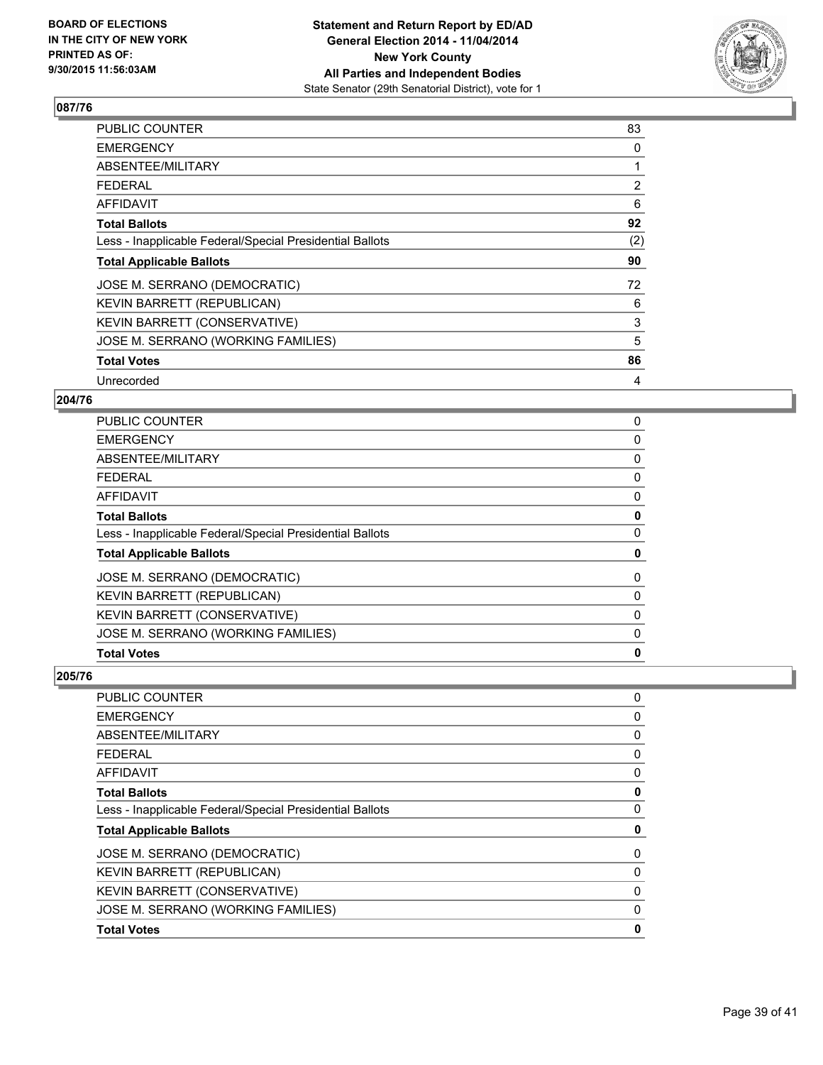### 087/76

| | |
|---|---|
| PUBLIC COUNTER | 83 |
| EMERGENCY | 0 |
| ABSENTEE/MILITARY | 1 |
| FEDERAL | 2 |
| AFFIDAVIT | 6 |
| **Total Ballots** | **92** |
| Less - Inapplicable Federal/Special Presidential Ballots | (2) |
| **Total Applicable Ballots** | **90** |
| JOSE M. SERRANO (DEMOCRATIC) | 72 |
| KEVIN BARRETT (REPUBLICAN) | 6 |
| KEVIN BARRETT (CONSERVATIVE) | 3 |
| JOSE M. SERRANO (WORKING FAMILIES) | 5 |
| **Total Votes** | **86** |
| Unrecorded | 4 |

### 204/76

| | |
|---|---|
| PUBLIC COUNTER | 0 |
| EMERGENCY | 0 |
| ABSENTEE/MILITARY | 0 |
| FEDERAL | 0 |
| AFFIDAVIT | 0 |
| **Total Ballots** | **0** |
| Less - Inapplicable Federal/Special Presidential Ballots | 0 |
| **Total Applicable Ballots** | **0** |
| JOSE M. SERRANO (DEMOCRATIC) | 0 |
| KEVIN BARRETT (REPUBLICAN) | 0 |
| KEVIN BARRETT (CONSERVATIVE) | 0 |
| JOSE M. SERRANO (WORKING FAMILIES) | 0 |
| **Total Votes** | **0** |

### 205/76

| | |
|---|---|
| PUBLIC COUNTER | 0 |
| EMERGENCY | 0 |
| ABSENTEE/MILITARY | 0 |
| FEDERAL | 0 |
| AFFIDAVIT | 0 |
| **Total Ballots** | **0** |
| Less - Inapplicable Federal/Special Presidential Ballots | 0 |
| **Total Applicable Ballots** | **0** |
| JOSE M. SERRANO (DEMOCRATIC) | 0 |
| KEVIN BARRETT (REPUBLICAN) | 0 |
| KEVIN BARRETT (CONSERVATIVE) | 0 |
| JOSE M. SERRANO (WORKING FAMILIES) | 0 |
| **Total Votes** | **0** |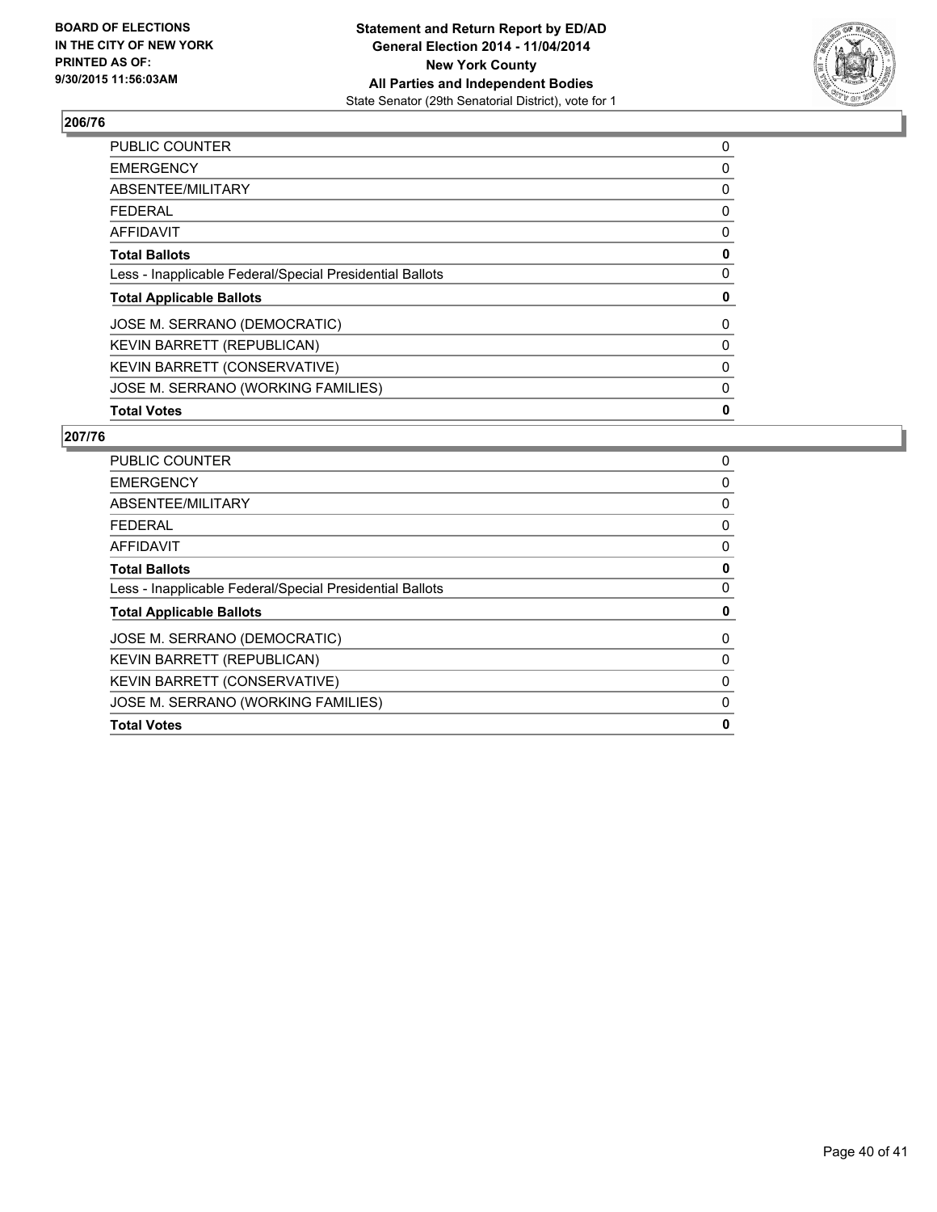**BOARD OF ELECTIONS IN THE CITY OF NEW YORK PRINTED AS OF: 9/30/2015 11:56:03AM**

**Statement and Return Report by ED/AD General Election 2014 - 11/04/2014 New York County All Parties and Independent Bodies**
State Senator (29th Senatorial District), vote for 1

## 206/76

| | |
|---|---|
| PUBLIC COUNTER | 0 |
| EMERGENCY | 0 |
| ABSENTEE/MILITARY | 0 |
| FEDERAL | 0 |
| AFFIDAVIT | 0 |
| **Total Ballots** | **0** |
| Less - Inapplicable Federal/Special Presidential Ballots | 0 |
| **Total Applicable Ballots** | **0** |
| JOSE M. SERRANO (DEMOCRATIC) | 0 |
| KEVIN BARRETT (REPUBLICAN) | 0 |
| KEVIN BARRETT (CONSERVATIVE) | 0 |
| JOSE M. SERRANO (WORKING FAMILIES) | 0 |
| **Total Votes** | **0** |

## 207/76

| | |
|---|---|
| PUBLIC COUNTER | 0 |
| EMERGENCY | 0 |
| ABSENTEE/MILITARY | 0 |
| FEDERAL | 0 |
| AFFIDAVIT | 0 |
| **Total Ballots** | **0** |
| Less - Inapplicable Federal/Special Presidential Ballots | 0 |
| **Total Applicable Ballots** | **0** |
| JOSE M. SERRANO (DEMOCRATIC) | 0 |
| KEVIN BARRETT (REPUBLICAN) | 0 |
| KEVIN BARRETT (CONSERVATIVE) | 0 |
| JOSE M. SERRANO (WORKING FAMILIES) | 0 |
| **Total Votes** | **0** |